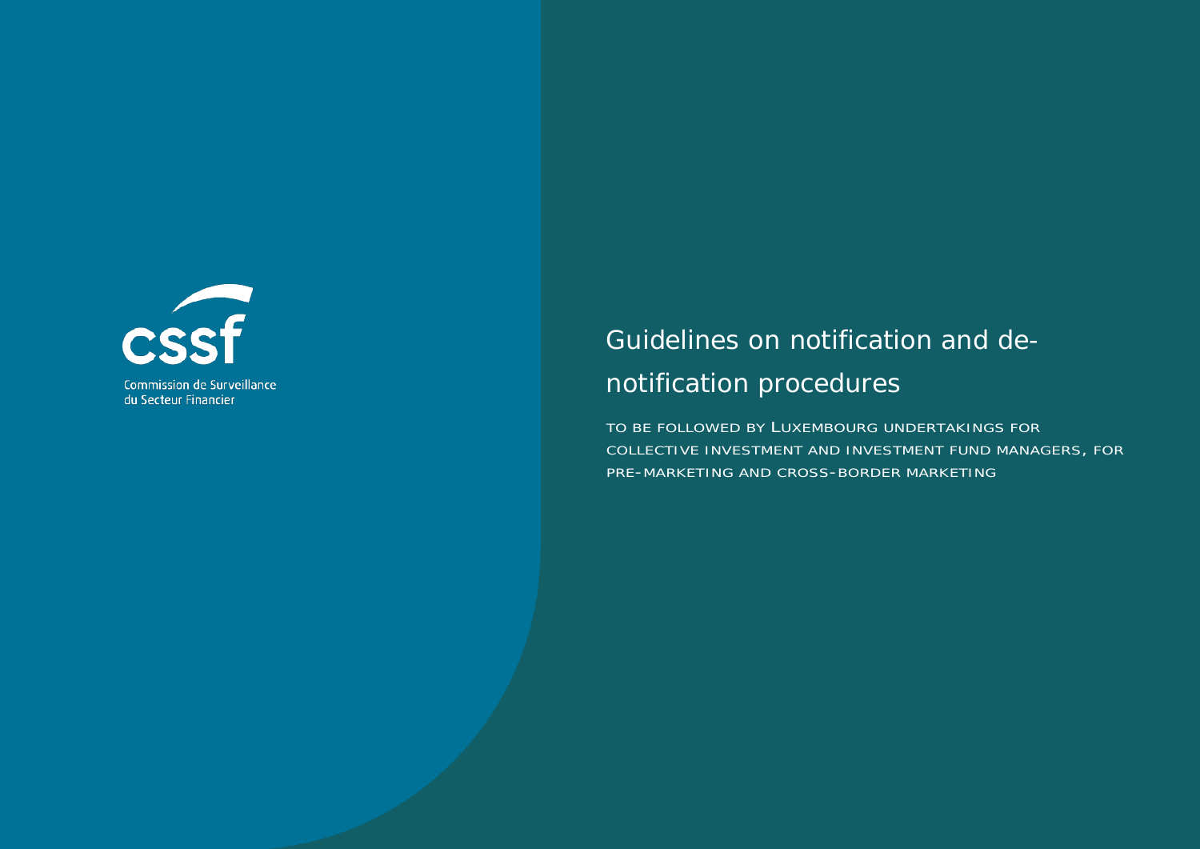CSSF

Commission de Surveillance du Secteur Financier

# Guidelines on notification and de-notification procedures

TO BE FOLLOWED BY LUXEMBOURG UNDERTAKINGS FOR COLLECTIVE INVESTMENT AND INVESTMENT FUND MANAGERS, FOR PRE-MARKETING AND CROSS-BORDER MARKETING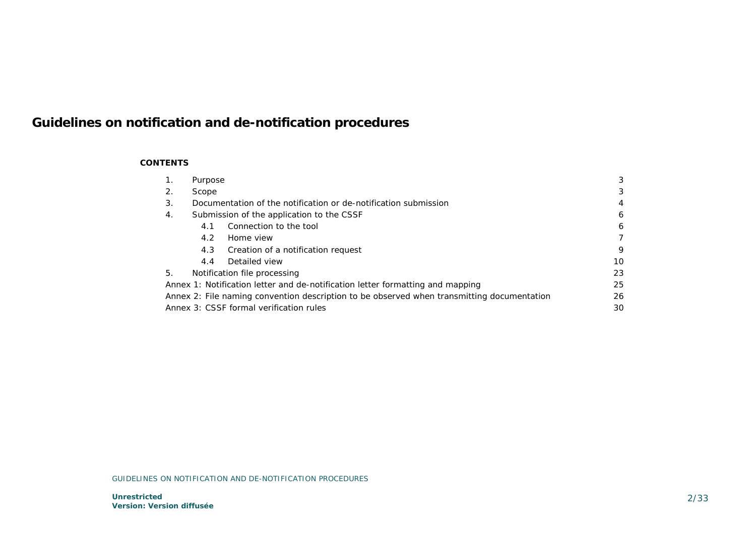# Guidelines on notification and de-notification procedures

**CONTENTS**

| | |
|---|---|
| 1. Purpose | 3 |
| 2. Scope | 3 |
| 3. Documentation of the notification or de-notification submission | 4 |
| 4. Submission of the application to the CSSF | 6 |
| 4.1 Connection to the tool | 6 |
| 4.2 Home view | 7 |
| 4.3 Creation of a notification request | 9 |
| 4.4 Detailed view | 10 |
| 5. Notification file processing | 23 |
| Annex 1: Notification letter and de-notification letter formatting and mapping | 25 |
| Annex 2: File naming convention description to be observed when transmitting documentation | 26 |
| Annex 3: CSSF formal verification rules | 30 |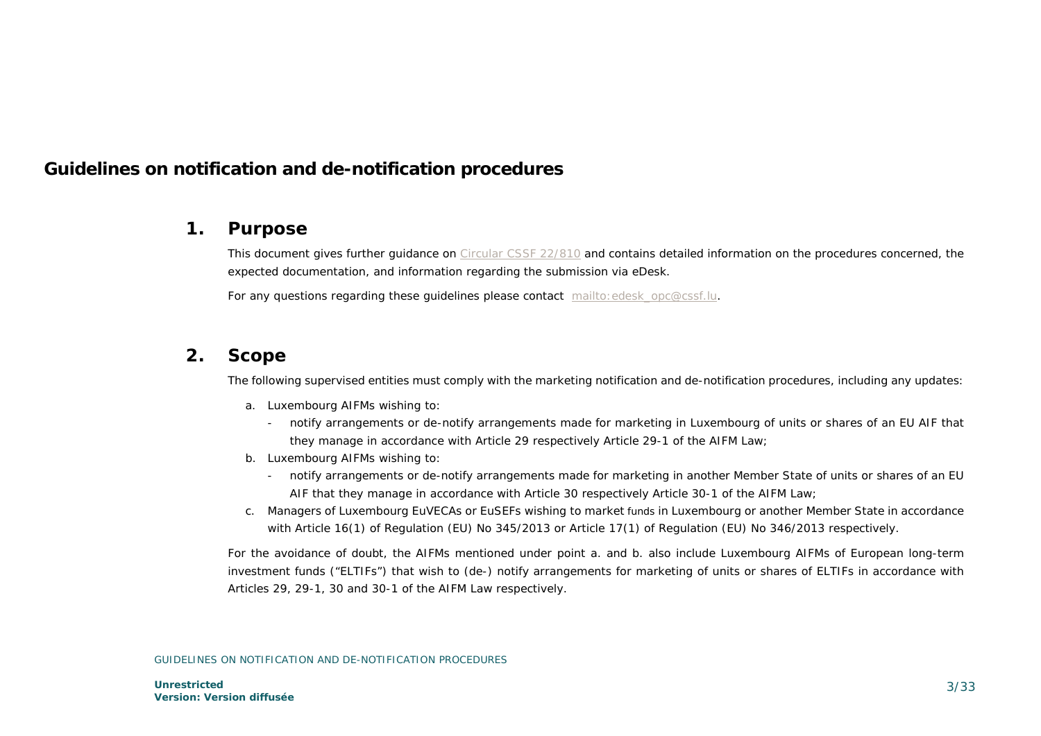# Guidelines on notification and de-notification procedures

## 1. Purpose

This document gives further guidance on Circular CSSF 22/810 and contains detailed information on the procedures concerned, the expected documentation, and information regarding the submission via eDesk.

For any questions regarding these guidelines please contact mailto:edesk_opc@cssf.lu.

## 2. Scope

The following supervised entities must comply with the marketing notification and de-notification procedures, including any updates:

a. Luxembourg AIFMs wishing to:
   - notify arrangements or de-notify arrangements made for marketing in Luxembourg of units or shares of an EU AIF that they manage in accordance with Article 29 respectively Article 29-1 of the AIFM Law;

b. Luxembourg AIFMs wishing to:
   - notify arrangements or de-notify arrangements made for marketing in another Member State of units or shares of an EU AIF that they manage in accordance with Article 30 respectively Article 30-1 of the AIFM Law;

c. Managers of Luxembourg EuVECAs or EuSEFs wishing to market funds in Luxembourg or another Member State in accordance with Article 16(1) of Regulation (EU) No 345/2013 or Article 17(1) of Regulation (EU) No 346/2013 respectively.

For the avoidance of doubt, the AIFMs mentioned under point a. and b. also include Luxembourg AIFMs of European long-term investment funds ("ELTIFs") that wish to (de-) notify arrangements for marketing of units or shares of ELTIFs in accordance with Articles 29, 29-1, 30 and 30-1 of the AIFM Law respectively.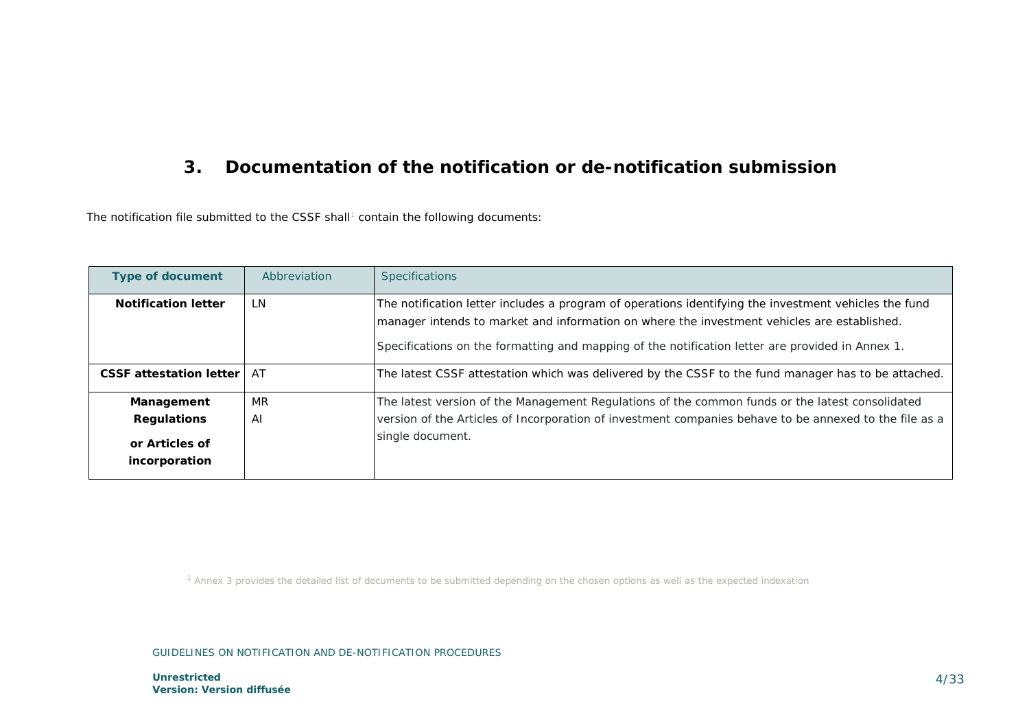## 3. Documentation of the notification or de-notification submission

The notification file submitted to the CSSF shall[1] contain the following documents:

| Type of document | Abbreviation | Specifications |
| --- | --- | --- |
| **Notification letter** | LN | The notification letter includes a program of operations identifying the investment vehicles the fund manager intends to market and information on where the investment vehicles are established.<br><br>Specifications on the formatting and mapping of the notification letter are provided in Annex 1. |
| **CSSF attestation letter** | AT | The latest CSSF attestation which was delivered by the CSSF to the fund manager has to be attached. |
| **Management Regulations**<br><br>**or Articles of incorporation** | MR<br>AI | The latest version of the Management Regulations of the common funds or the latest consolidated version of the Articles of Incorporation of investment companies behave to be annexed to the file as a single document. |

[1] Annex 3 provides the detailed list of documents to be submitted depending on the chosen options as well as the expected indexation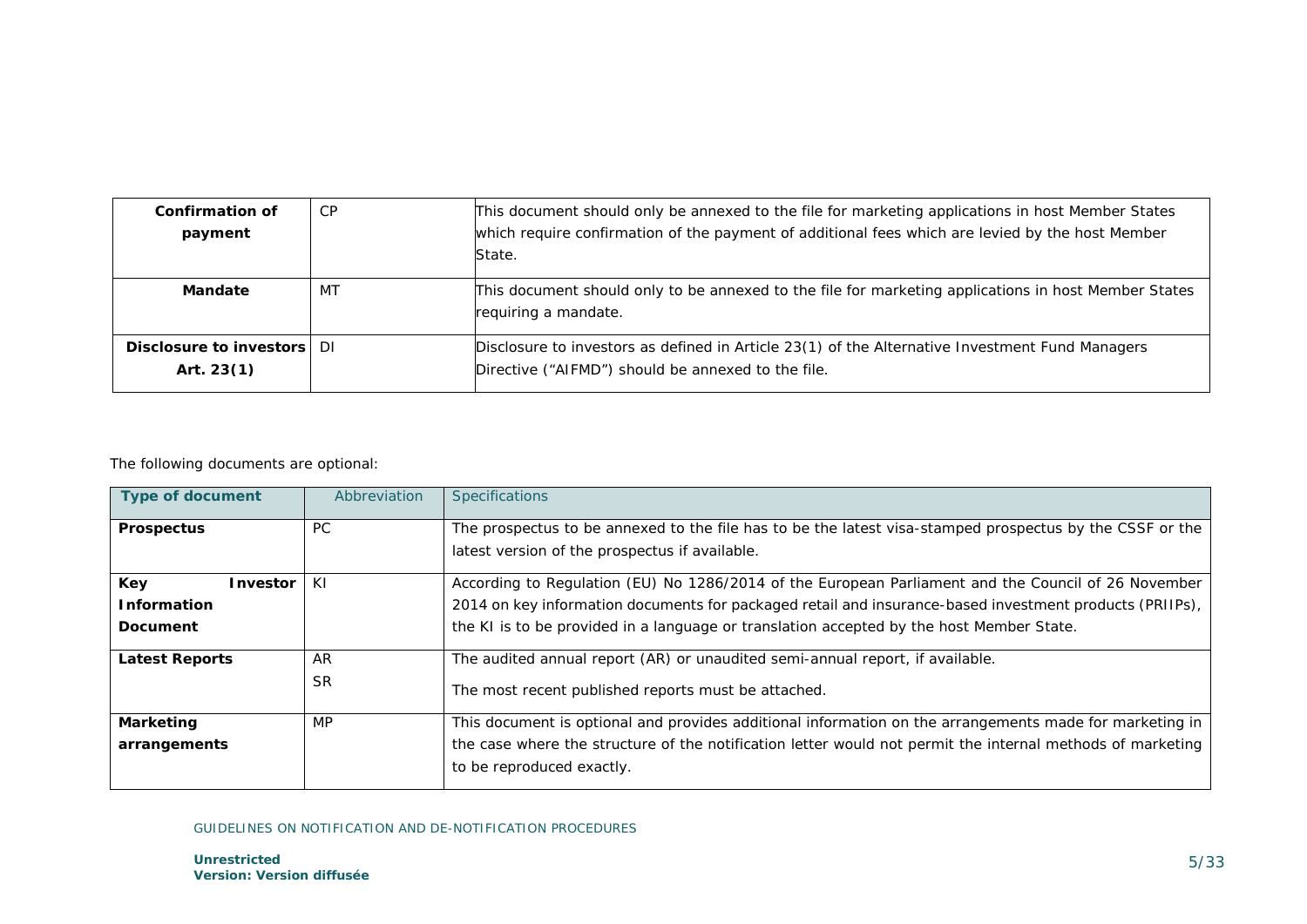| | | |
|---|---|---|
| **Confirmation of payment** | CP | This document should only be annexed to the file for marketing applications in host Member States which require confirmation of the payment of additional fees which are levied by the host Member State. |
| **Mandate** | MT | This document should only to be annexed to the file for marketing applications in host Member States requiring a mandate. |
| **Disclosure to investors Art. 23(1)** | DI | Disclosure to investors as defined in Article 23(1) of the Alternative Investment Fund Managers Directive ("AIFMD") should be annexed to the file. |

The following documents are optional:

| Type of document | Abbreviation | Specifications |
|---|---|---|
| **Prospectus** | PC | The prospectus to be annexed to the file has to be the latest visa-stamped prospectus by the CSSF or the latest version of the prospectus if available. |
| **Key Investor Information Document** | KI | According to Regulation (EU) No 1286/2014 of the European Parliament and the Council of 26 November 2014 on key information documents for packaged retail and insurance-based investment products (PRIIPs), the KI is to be provided in a language or translation accepted by the host Member State. |
| **Latest Reports** | AR<br>SR | The audited annual report (AR) or unaudited semi-annual report, if available.<br>The most recent published reports must be attached. |
| **Marketing arrangements** | MP | This document is optional and provides additional information on the arrangements made for marketing in the case where the structure of the notification letter would not permit the internal methods of marketing to be reproduced exactly. |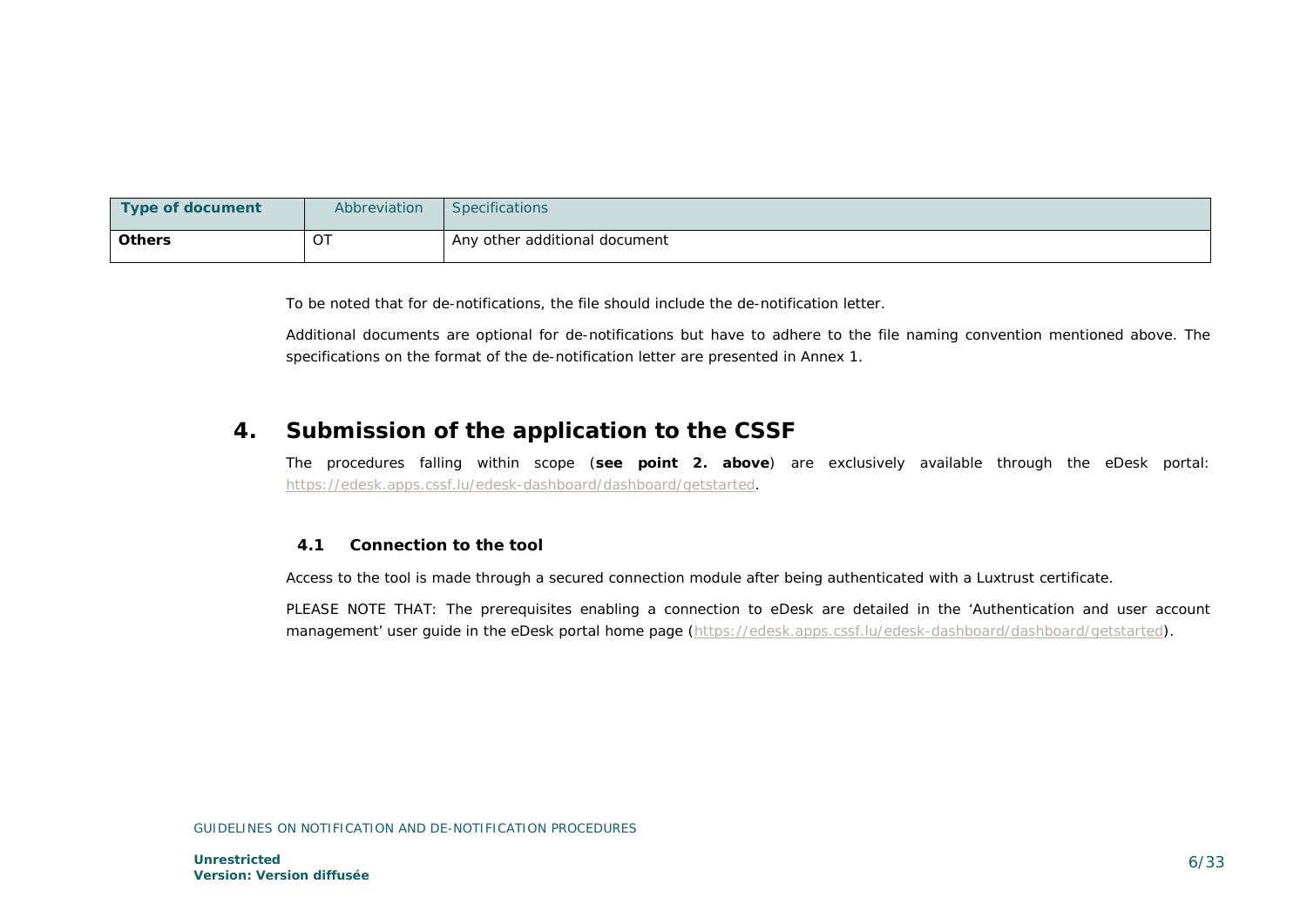| Type of document | Abbreviation | Specifications |
| --- | --- | --- |
| **Others** | OT | Any other additional document |

To be noted that for de-notifications, the file should include the de-notification letter.

Additional documents are optional for de-notifications but have to adhere to the file naming convention mentioned above. The specifications on the format of the de-notification letter are presented in Annex 1.

# 4. Submission of the application to the CSSF

The procedures falling within scope (**see point 2. above**) are exclusively available through the eDesk portal: https://edesk.apps.cssf.lu/edesk-dashboard/dashboard/getstarted.

## 4.1 Connection to the tool

Access to the tool is made through a secured connection module after being authenticated with a Luxtrust certificate.

PLEASE NOTE THAT: The prerequisites enabling a connection to eDesk are detailed in the 'Authentication and user account management' user guide in the eDesk portal home page (https://edesk.apps.cssf.lu/edesk-dashboard/dashboard/getstarted).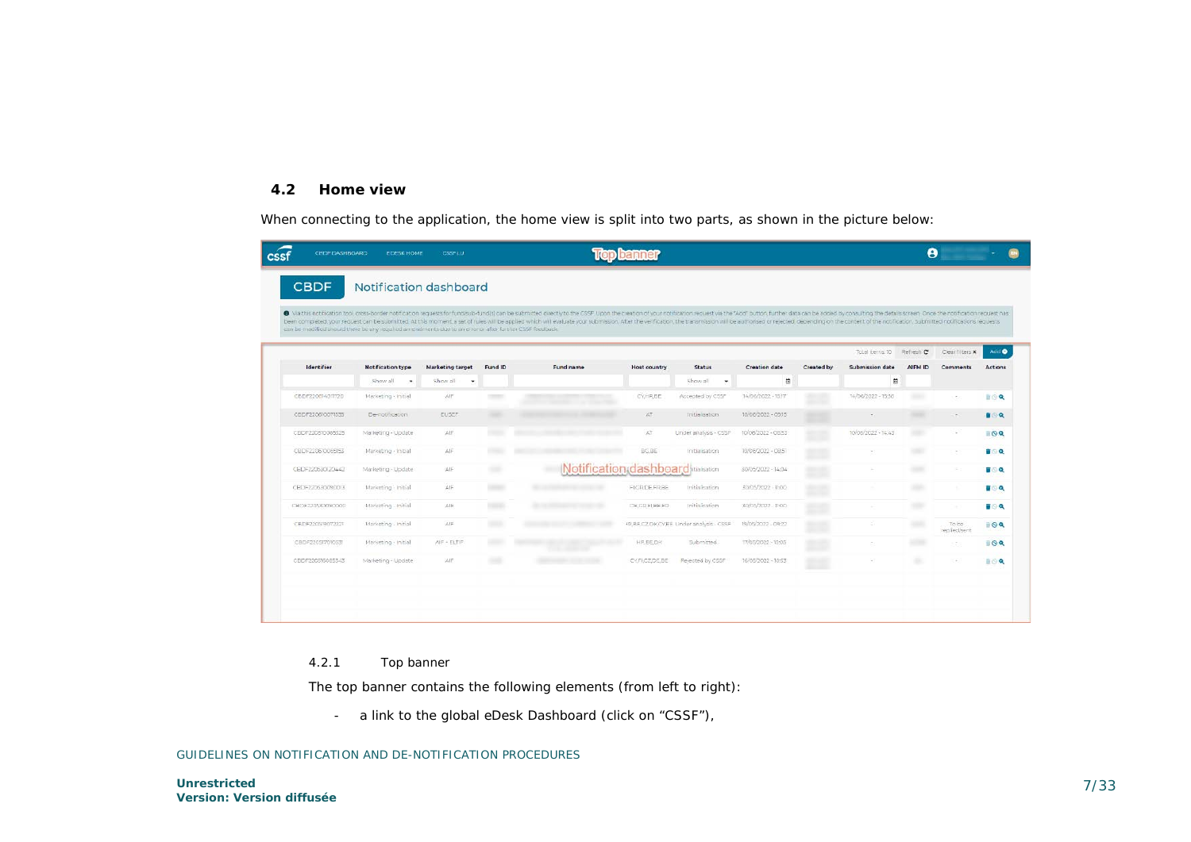### 4.2 Home view

When connecting to the application, the home view is split into two parts, as shown in the picture below:

#### 4.2.1 Top banner

The top banner contains the following elements (from left to right):

- a link to the global eDesk Dashboard (click on “CSSF”),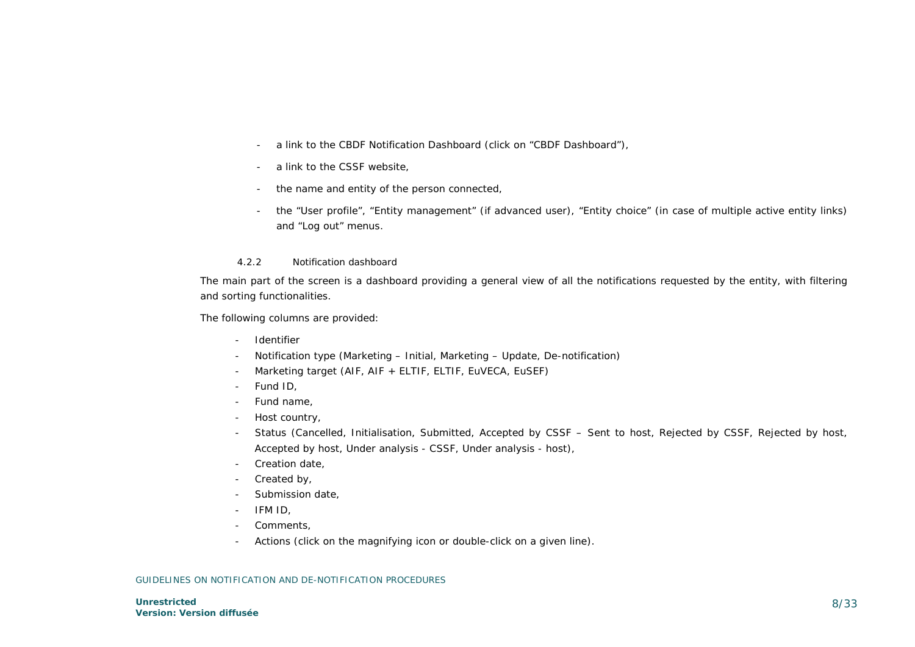- a link to the CBDF Notification Dashboard (click on “CBDF Dashboard”),
- a link to the CSSF website,
- the name and entity of the person connected,
- the “User profile”, “Entity management” (if advanced user), “Entity choice” (in case of multiple active entity links) and “Log out” menus.

#### 4.2.2 Notification dashboard

The main part of the screen is a dashboard providing a general view of all the notifications requested by the entity, with filtering and sorting functionalities.

The following columns are provided:

- Identifier
- Notification type (Marketing – Initial, Marketing – Update, De-notification)
- Marketing target (AIF, AIF + ELTIF, ELTIF, EuVECA, EuSEF)
- Fund ID,
- Fund name,
- Host country,
- Status (Cancelled, Initialisation, Submitted, Accepted by CSSF – Sent to host, Rejected by CSSF, Rejected by host, Accepted by host, Under analysis - CSSF, Under analysis - host),
- Creation date,
- Created by,
- Submission date,
- IFM ID,
- Comments,
- Actions (click on the magnifying icon or double-click on a given line).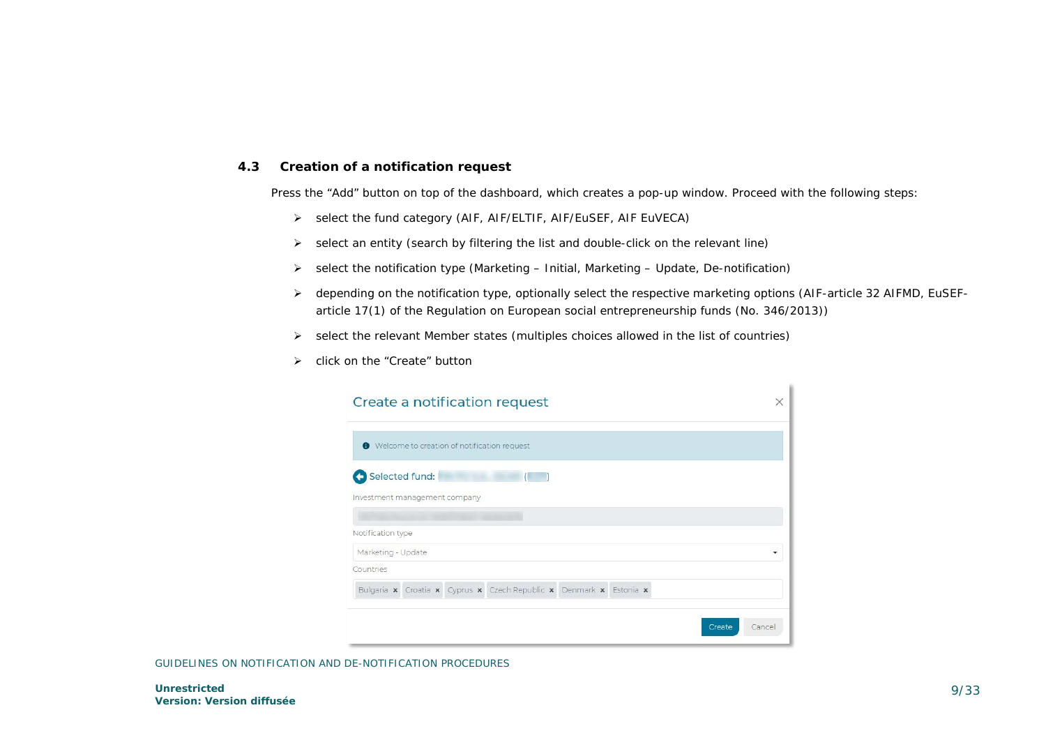## 4.3 Creation of a notification request

Press the “Add” button on top of the dashboard, which creates a pop-up window. Proceed with the following steps:

- select the fund category (AIF, AIF/ELTIF, AIF/EuSEF, AIF EuVECA)
- select an entity (search by filtering the list and double-click on the relevant line)
- select the notification type (Marketing – Initial, Marketing – Update, De-notification)
- depending on the notification type, optionally select the respective marketing options (AIF-article 32 AIFMD, EuSEF-article 17(1) of the Regulation on European social entrepreneurship funds (No. 346/2013))
- select the relevant Member states (multiples choices allowed in the list of countries)
- click on the “Create” button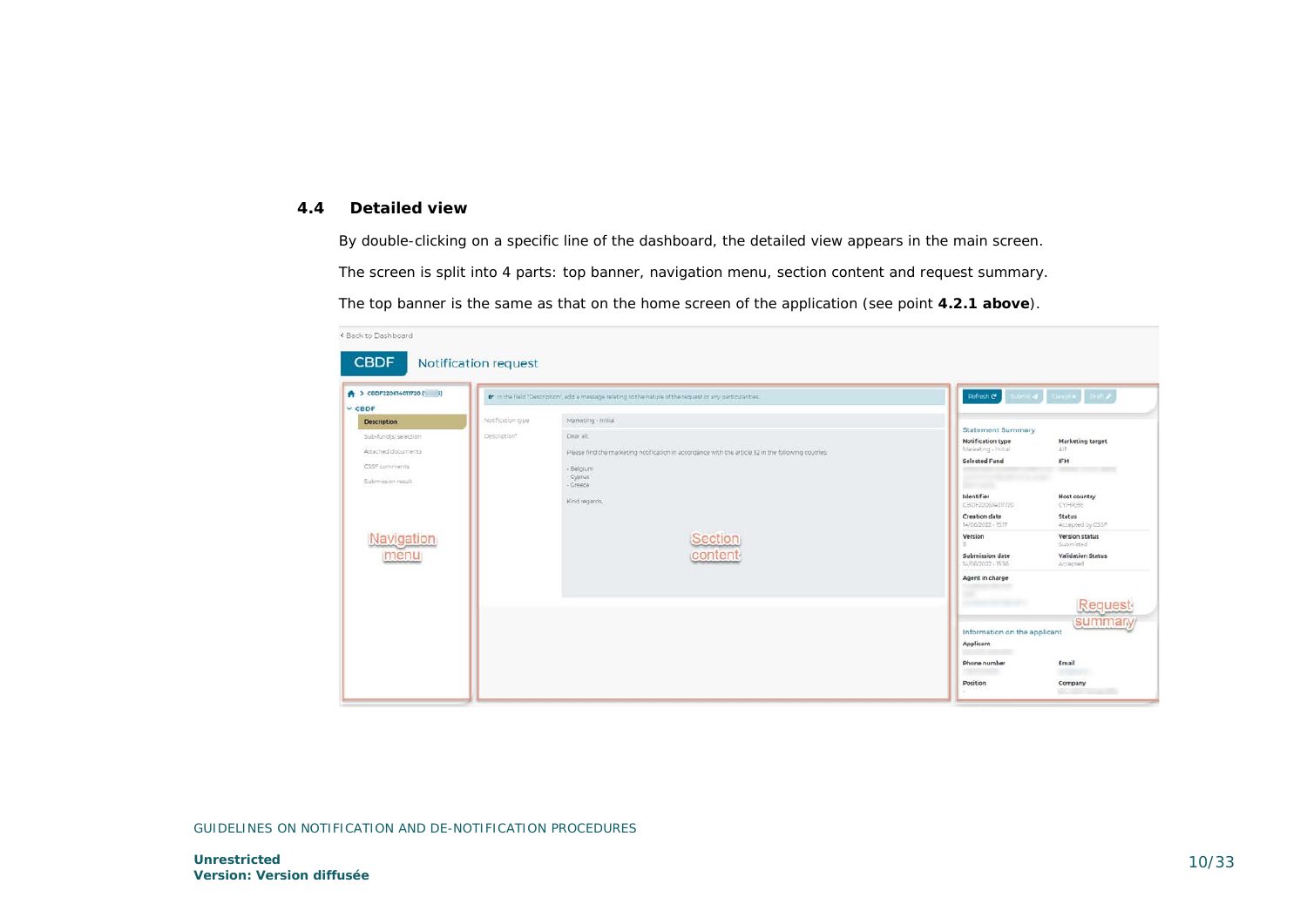## 4.4 Detailed view

By double-clicking on a specific line of the dashboard, the detailed view appears in the main screen.

The screen is split into 4 parts: top banner, navigation menu, section content and request summary.

The top banner is the same as that on the home screen of the application (see point **4.2.1 above**).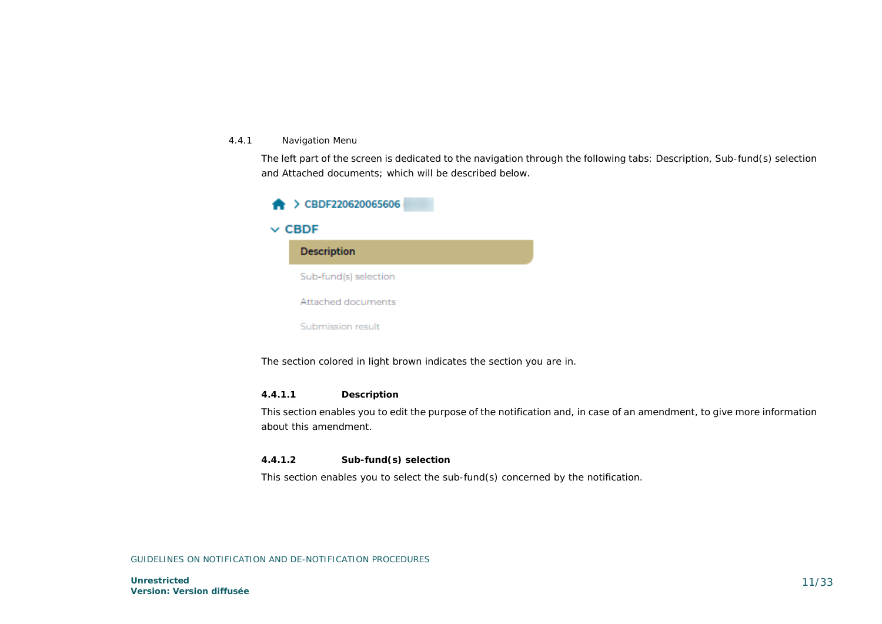### 4.4.1 Navigation Menu

The left part of the screen is dedicated to the navigation through the following tabs: Description, Sub-fund(s) selection and Attached documents; which will be described below.

The section colored in light brown indicates the section you are in.

#### 4.4.1.1 Description

This section enables you to edit the purpose of the notification and, in case of an amendment, to give more information about this amendment.

#### 4.4.1.2 Sub-fund(s) selection

This section enables you to select the sub-fund(s) concerned by the notification.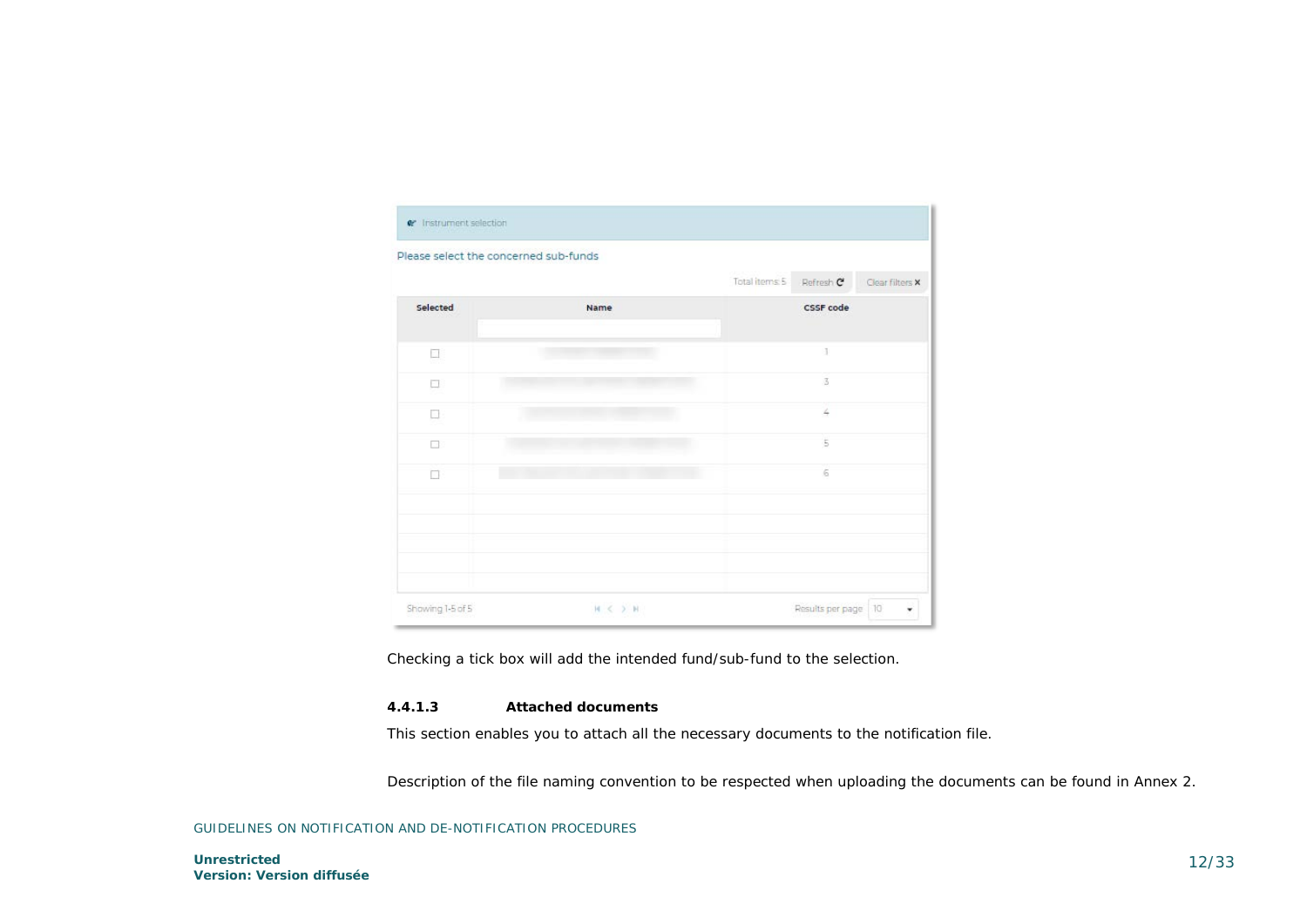Checking a tick box will add the intended fund/sub-fund to the selection.

#### 4.4.1.3 Attached documents

This section enables you to attach all the necessary documents to the notification file.

Description of the file naming convention to be respected when uploading the documents can be found in Annex 2.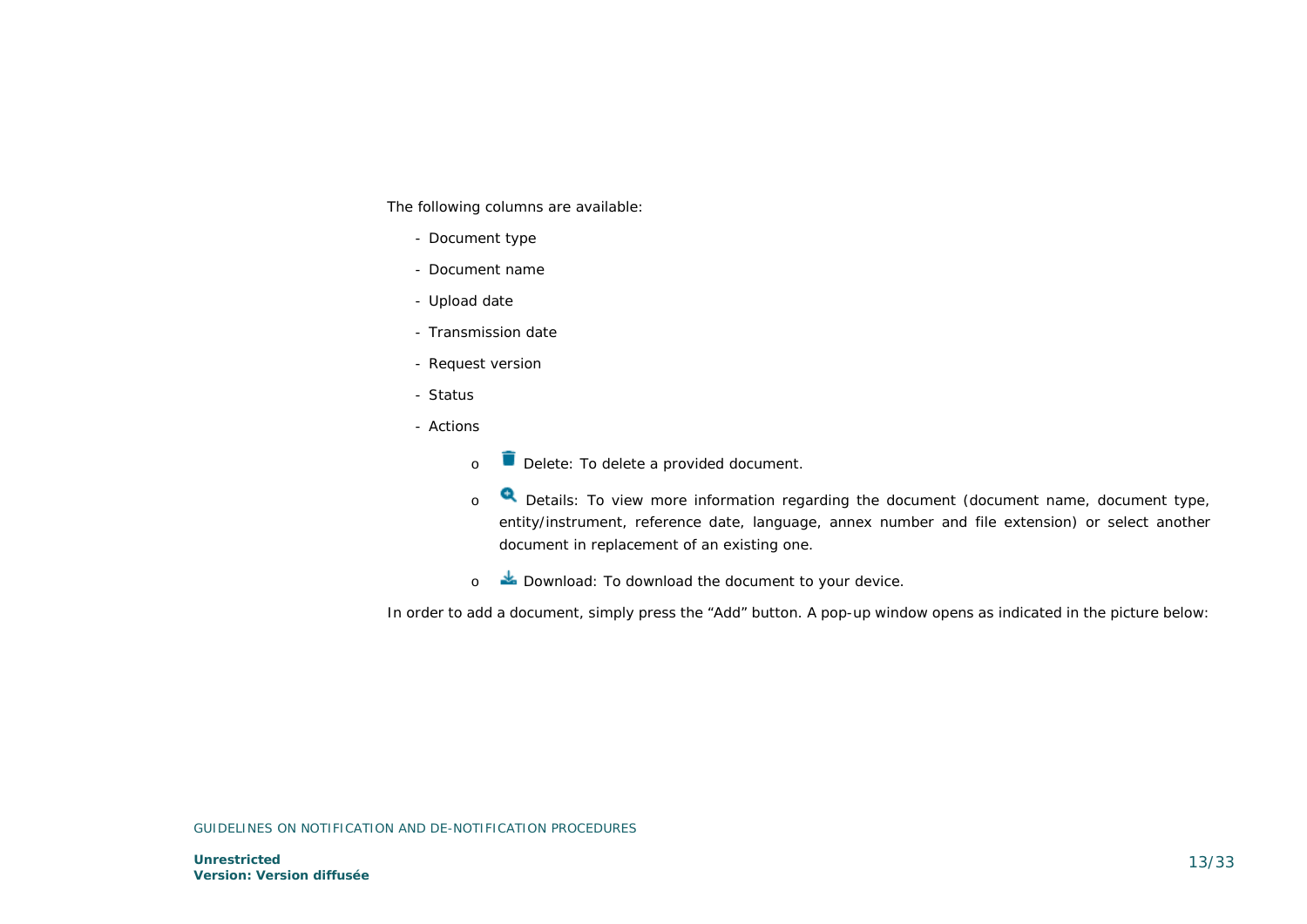The following columns are available:

- Document type
- Document name
- Upload date
- Transmission date
- Request version
- Status
- Actions
  - Delete: To delete a provided document.
  - Details: To view more information regarding the document (document name, document type, entity/instrument, reference date, language, annex number and file extension) or select another document in replacement of an existing one.
  - Download: To download the document to your device.

In order to add a document, simply press the “Add” button. A pop-up window opens as indicated in the picture below: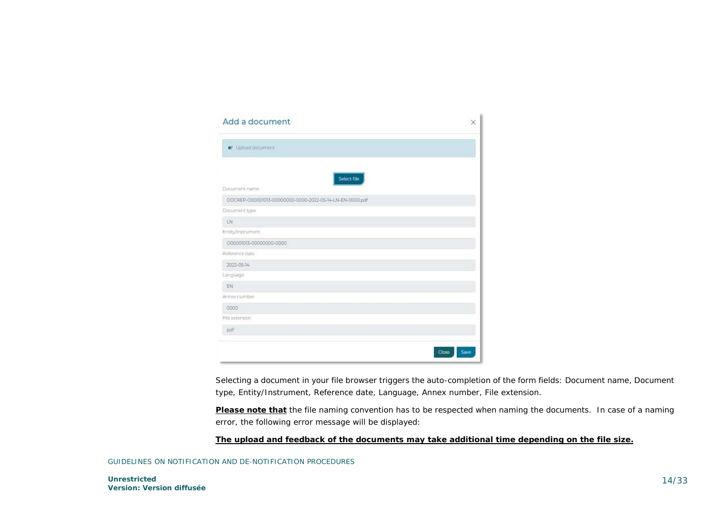Add a document

Upload document

Select file

Document name

DOCREP-000001013-00000000-0000-2022-05-14-LN-EN-0000.pdf

Document type

LN

Entity/Instrument

000001013-00000000-0000

Reference date

2022-05-14

Language

EN

Annex number

0000

File extension

pdf

Close Save

Selecting a document in your file browser triggers the auto-completion of the form fields: Document name, Document type, Entity/Instrument, Reference date, Language, Annex number, File extension.

**Please note that** the file naming convention has to be respected when naming the documents. In case of a naming error, the following error message will be displayed:

**The upload and feedback of the documents may take additional time depending on the file size.**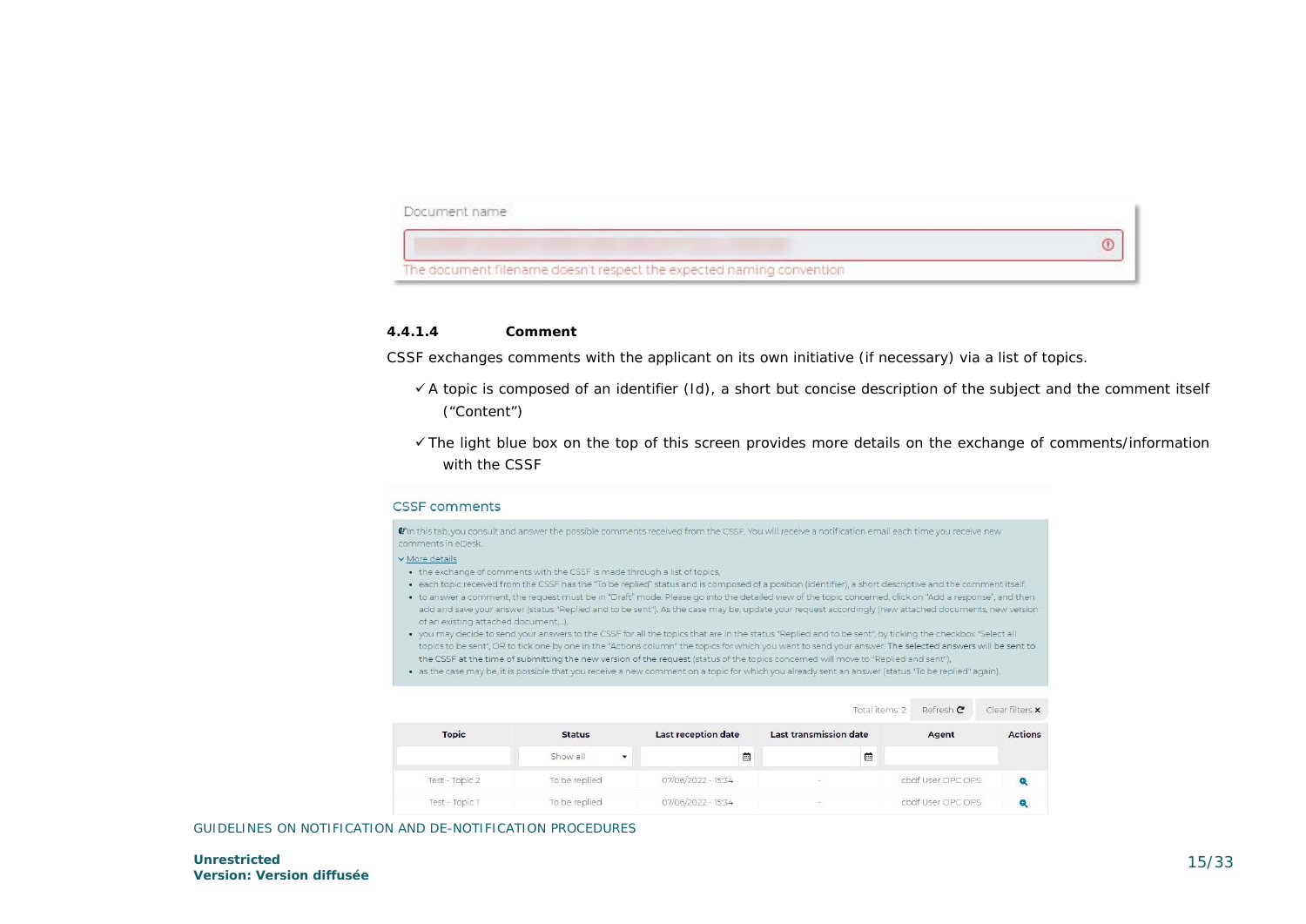Document name

The document filename doesn't respect the expected naming convention

#### 4.4.1.4 Comment

CSSF exchanges comments with the applicant on its own initiative (if necessary) via a list of topics.

- ✓ A topic is composed of an identifier (Id), a short but concise description of the subject and the comment itself ("Content")
- ✓ The light blue box on the top of this screen provides more details on the exchange of comments/information with the CSSF

CSSF comments

In this tab, you consult and answer the possible comments received from the CSSF. You will receive a notification email each time you receive new comments in eDesk.

More details

- the exchange of comments with the CSSF is made through a list of topics,
- each topic received from the CSSF has the "To be replied" status and is composed of a position (identifier), a short descriptive and the comment itself,
- to answer a comment, the request must be in "Draft" mode. Please go into the detailed view of the topic concerned, click on "Add a response", and then add and save your answer (status "Replied and to be sent"). As the case may be, update your request accordingly (new attached documents, new version of an existing attached document,...),
- you may decide to send your answers to the CSSF for all the topics that are in the status "Replied and to be sent", by ticking the checkbox "Select all topics to be sent", OR to tick one by one in the "Actions column" the topics for which you want to send your answer. The selected answers will be sent to the CSSF at the time of submitting the new version of the request (status of the topics concerned will move to "Replied and sent"),
- as the case may be, it is possible that you receive a new comment on a topic for which you already sent an answer (status "To be replied" again).

Total items: 2 Refresh Clear filters

| Topic | Status | Last reception date | Last transmission date | Agent | Actions |
|---|---|---|---|---|---|
| | Show all | | | | |
| Test - Topic 2 | To be replied | 07/06/2022 - 15:34 | - | cbdf User OPC OPS | |
| Test - Topic 1 | To be replied | 07/06/2022 - 15:34 | - | cbdf User OPC OPS | |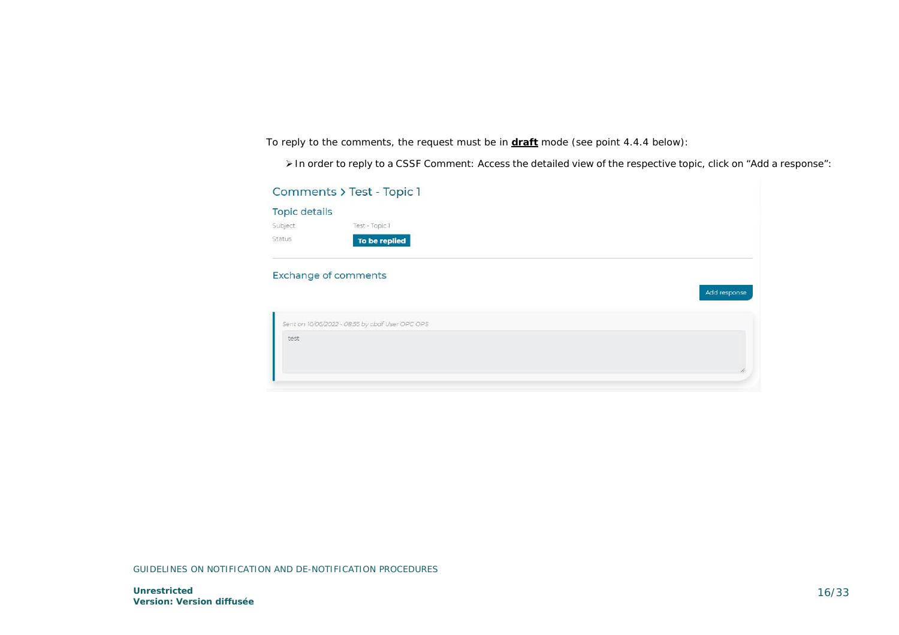To reply to the comments, the request must be in **draft** mode (see point 4.4.4 below):

- In order to reply to a CSSF Comment: Access the detailed view of the respective topic, click on "Add a response":

Comments > Test - Topic 1

Topic details

Subject: Test - Topic 1

Status: To be replied

Exchange of comments

Add response

Sent on 10/06/2022 - 08:55 by cbdf User OPC OPS

test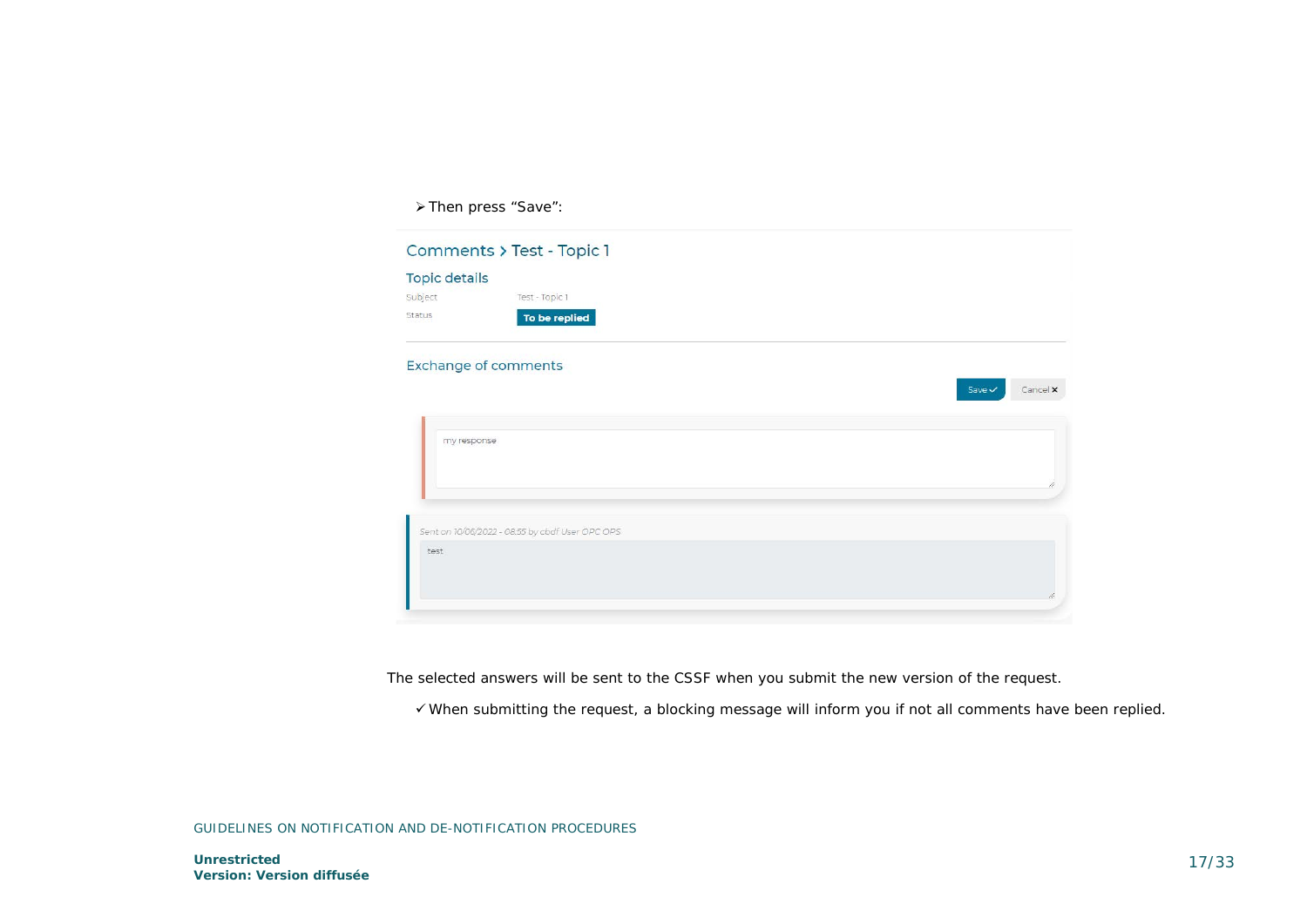➢ Then press “Save”:

The selected answers will be sent to the CSSF when you submit the new version of the request.

✓ When submitting the request, a blocking message will inform you if not all comments have been replied.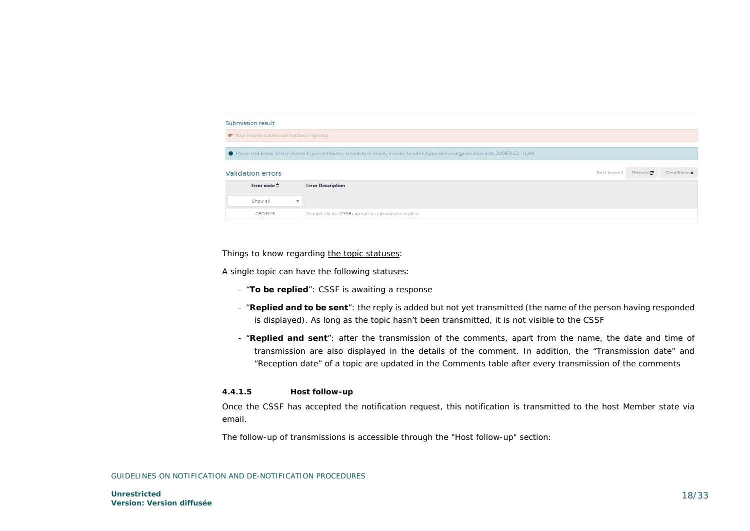Submission result

Your request submission has been rejected

Please find below a list of elements you still have to complete or modify in order to submit your demand (generation date 20/06/2022 - 13:39)

Validation errors

Total items: 1 Refresh Clear filters

| Error code | Error Description |
|---|---|
| Show all | |
| CBDF016 | All topics in the CSSF comments tab must be replied. |

Things to know regarding the topic statuses:

A single topic can have the following statuses:

- "**To be replied**": CSSF is awaiting a response
- "**Replied and to be sent**": the reply is added but not yet transmitted (the name of the person having responded is displayed). As long as the topic hasn't been transmitted, it is not visible to the CSSF
- "**Replied and sent**": after the transmission of the comments, apart from the name, the date and time of transmission are also displayed in the details of the comment. In addition, the "Transmission date" and "Reception date" of a topic are updated in the Comments table after every transmission of the comments

#### 4.4.1.5 Host follow-up

Once the CSSF has accepted the notification request, this notification is transmitted to the host Member state via email.

The follow-up of transmissions is accessible through the "Host follow-up" section: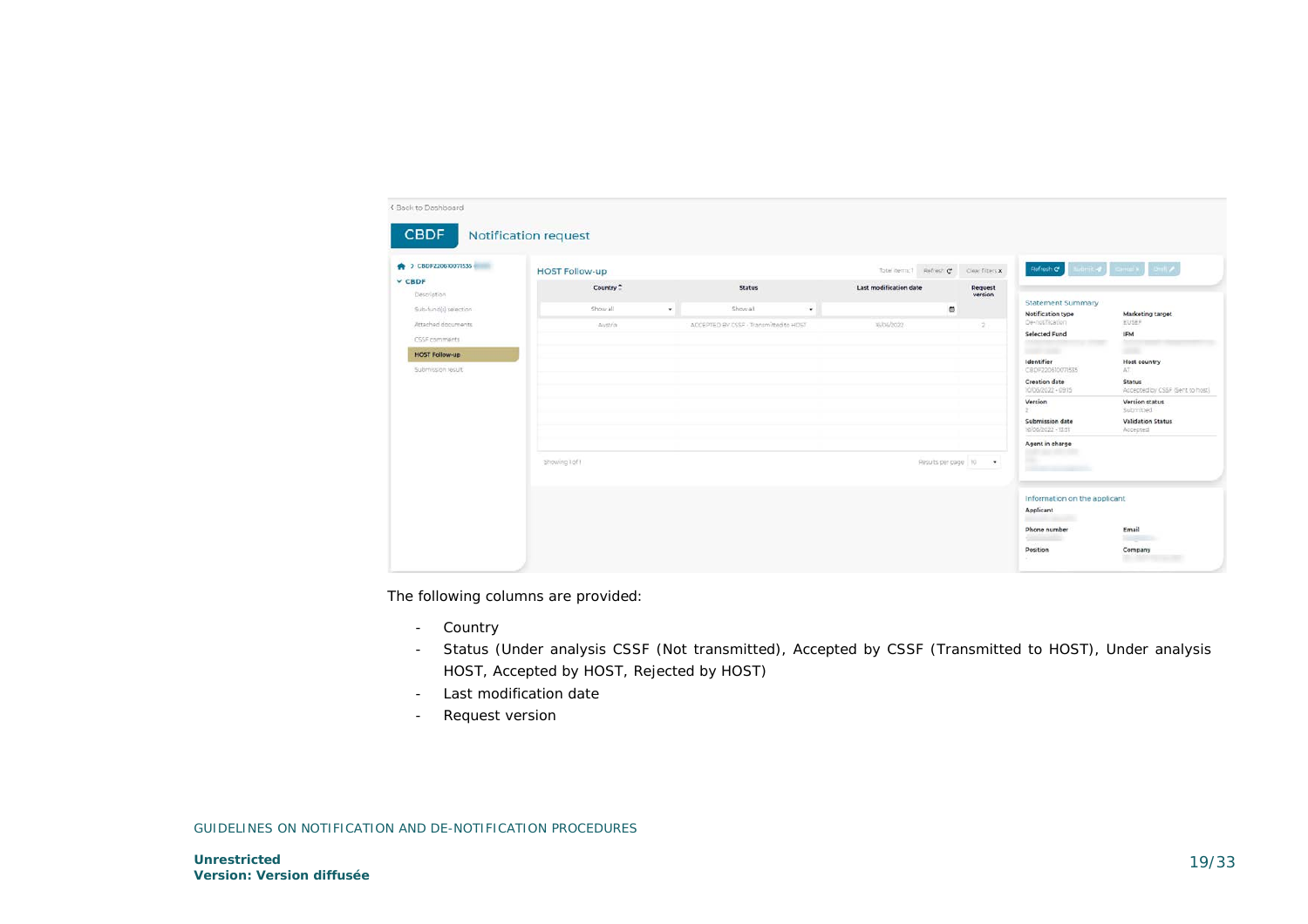The following columns are provided:

- Country
- Status (Under analysis CSSF (Not transmitted), Accepted by CSSF (Transmitted to HOST), Under analysis HOST, Accepted by HOST, Rejected by HOST)
- Last modification date
- Request version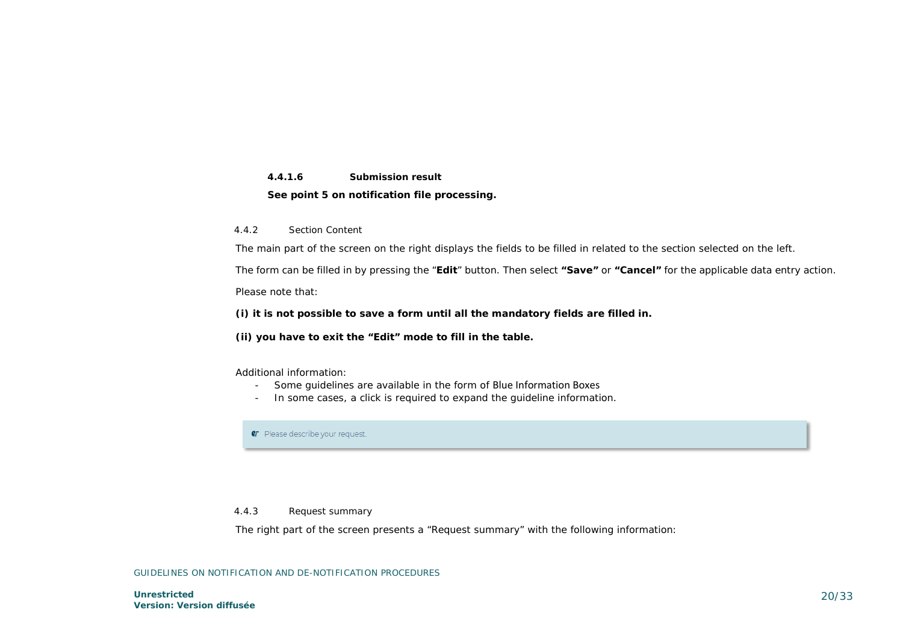#### 4.4.1.6 Submission result

**See point 5 on notification file processing.**

### 4.4.2 Section Content

The main part of the screen on the right displays the fields to be filled in related to the section selected on the left.

The form can be filled in by pressing the "**Edit**" button. Then select **"Save"** or **"Cancel"** for the applicable data entry action.

Please note that:

**(i) it is not possible to save a form until all the mandatory fields are filled in.**

**(ii) you have to exit the "Edit" mode to fill in the table.**

Additional information:

- Some guidelines are available in the form of Blue Information Boxes
- In some cases, a click is required to expand the guideline information.

Please describe your request.

### 4.4.3 Request summary

The right part of the screen presents a "Request summary" with the following information: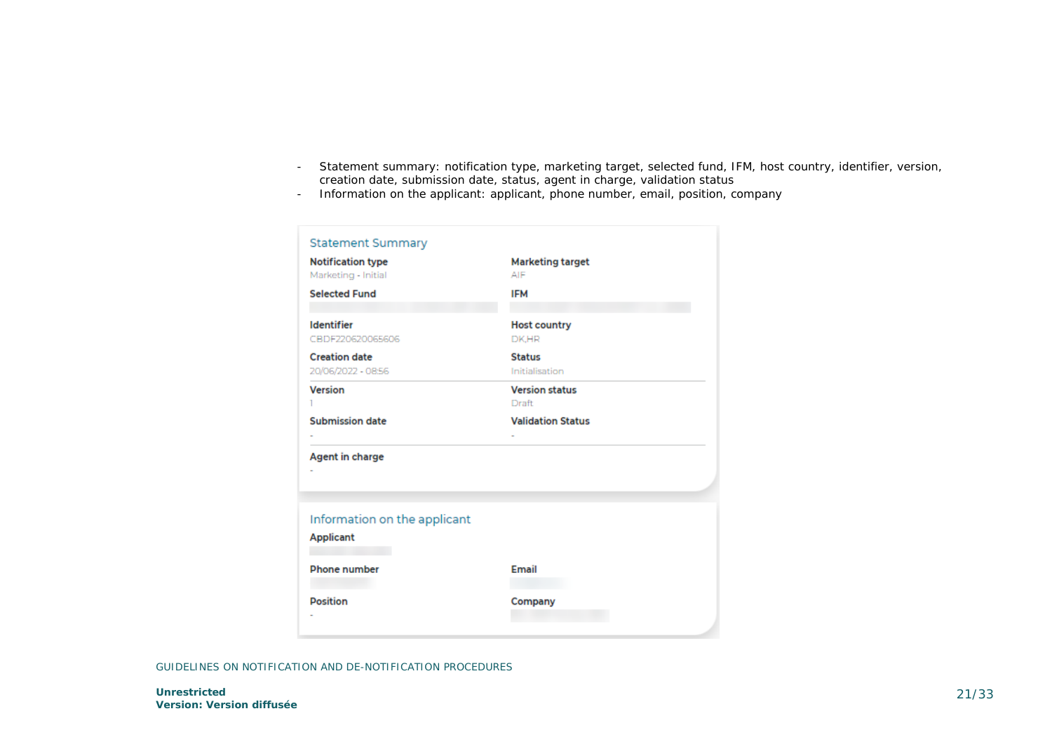- Statement summary: notification type, marketing target, selected fund, IFM, host country, identifier, version, creation date, submission date, status, agent in charge, validation status
- Information on the applicant: applicant, phone number, email, position, company

### Statement Summary

| | |
|---|---|
| **Notification type**<br>Marketing - Initial | **Marketing target**<br>AIF |
| **Selected Fund** | **IFM** |
| **Identifier**<br>CBDF220620065606 | **Host country**<br>DK,HR |
| **Creation date**<br>20/06/2022 - 08:56 | **Status**<br>Initialisation |
| **Version**<br>1 | **Version status**<br>Draft |
| **Submission date**<br>- | **Validation Status**<br>- |
| **Agent in charge**<br>- | |

### Information on the applicant

| | |
|---|---|
| **Applicant** | |
| **Phone number** | **Email** |
| **Position**<br>- | **Company** |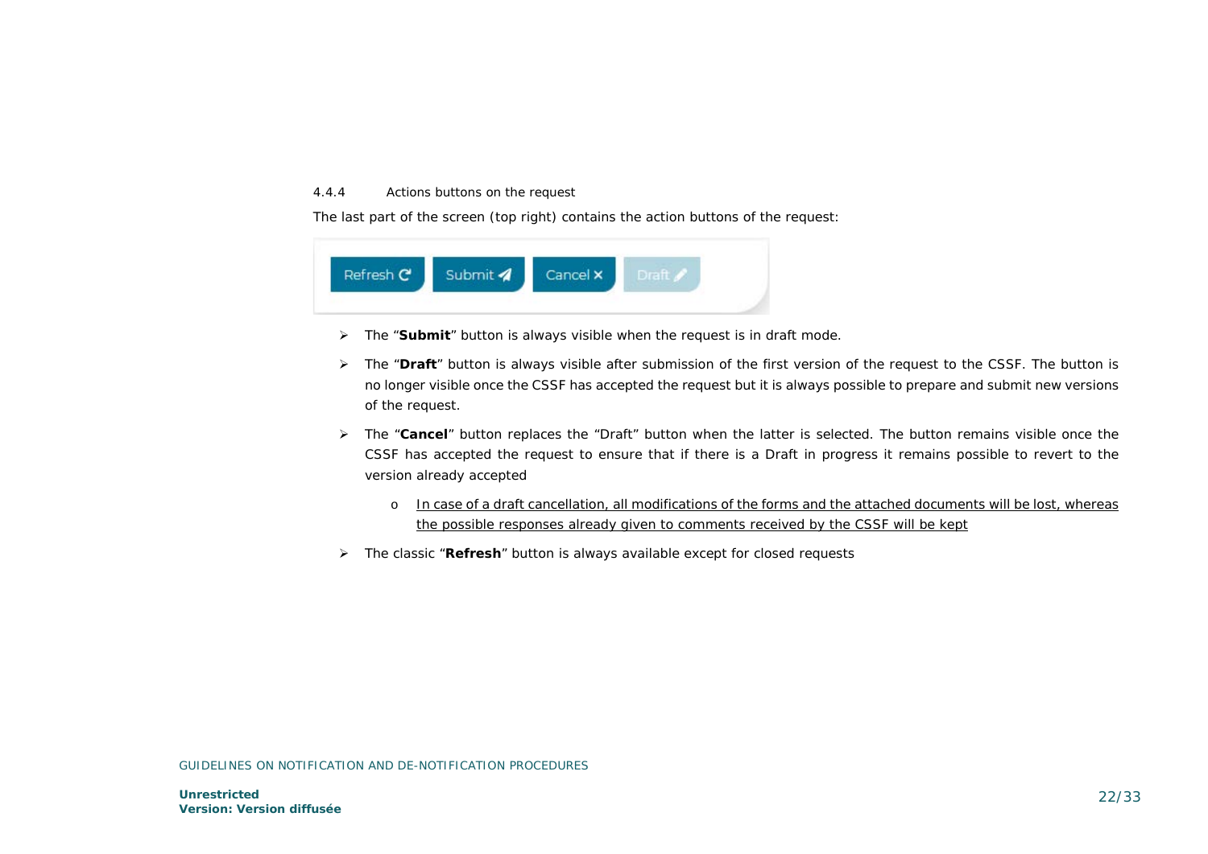#### 4.4.4 Actions buttons on the request

The last part of the screen (top right) contains the action buttons of the request:

- The “**Submit**” button is always visible when the request is in draft mode.
- The “**Draft**” button is always visible after submission of the first version of the request to the CSSF. The button is no longer visible once the CSSF has accepted the request but it is always possible to prepare and submit new versions of the request.
- The “**Cancel**” button replaces the “Draft” button when the latter is selected. The button remains visible once the CSSF has accepted the request to ensure that if there is a Draft in progress it remains possible to revert to the version already accepted
  - <u>In case of a draft cancellation, all modifications of the forms and the attached documents will be lost, whereas the possible responses already given to comments received by the CSSF will be kept</u>
- The classic “**Refresh**” button is always available except for closed requests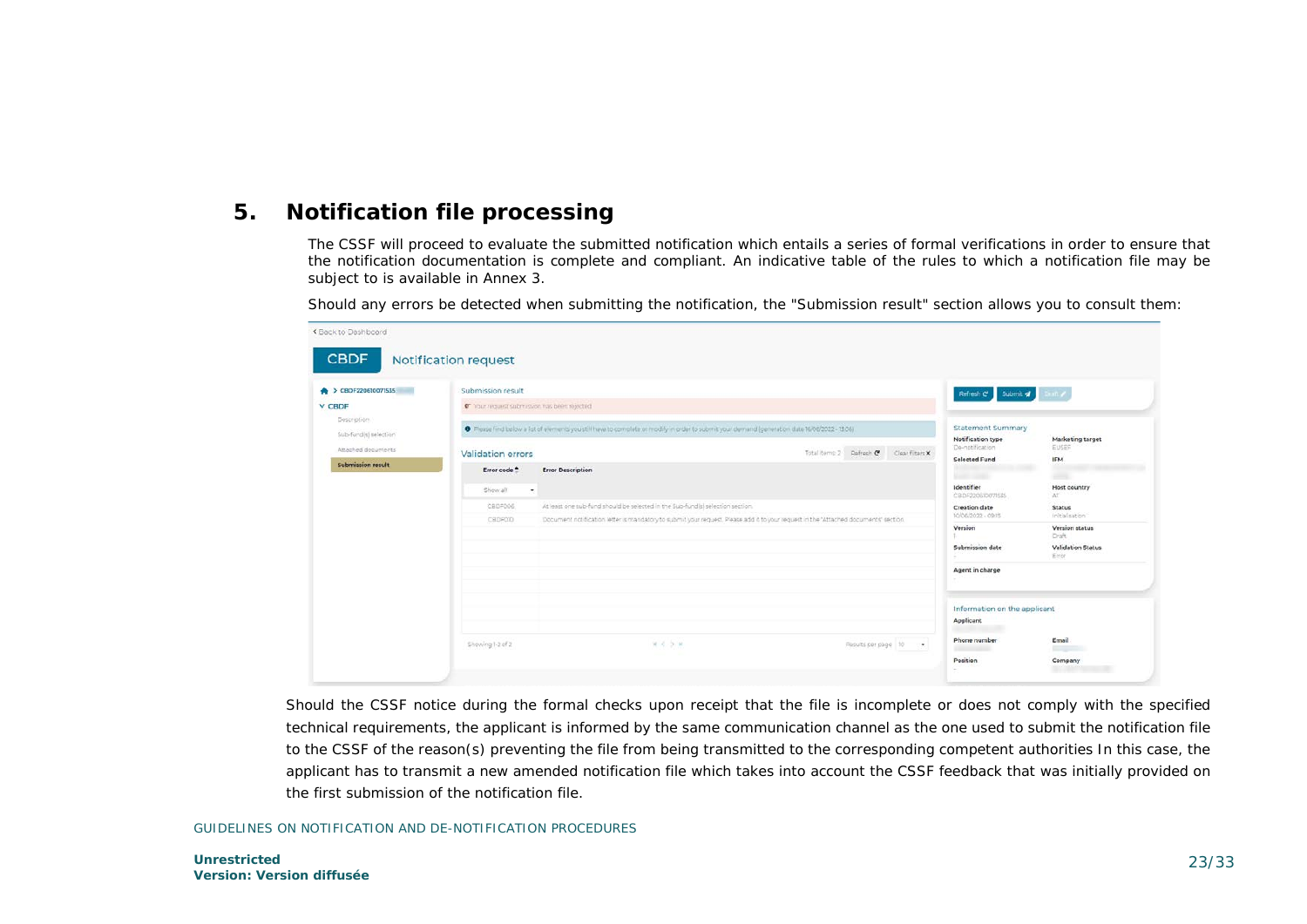# 5. Notification file processing

The CSSF will proceed to evaluate the submitted notification which entails a series of formal verifications in order to ensure that the notification documentation is complete and compliant. An indicative table of the rules to which a notification file may be subject to is available in Annex 3.

Should any errors be detected when submitting the notification, the "Submission result" section allows you to consult them:

Should the CSSF notice during the formal checks upon receipt that the file is incomplete or does not comply with the specified technical requirements, the applicant is informed by the same communication channel as the one used to submit the notification file to the CSSF of the reason(s) preventing the file from being transmitted to the corresponding competent authorities In this case, the applicant has to transmit a new amended notification file which takes into account the CSSF feedback that was initially provided on the first submission of the notification file.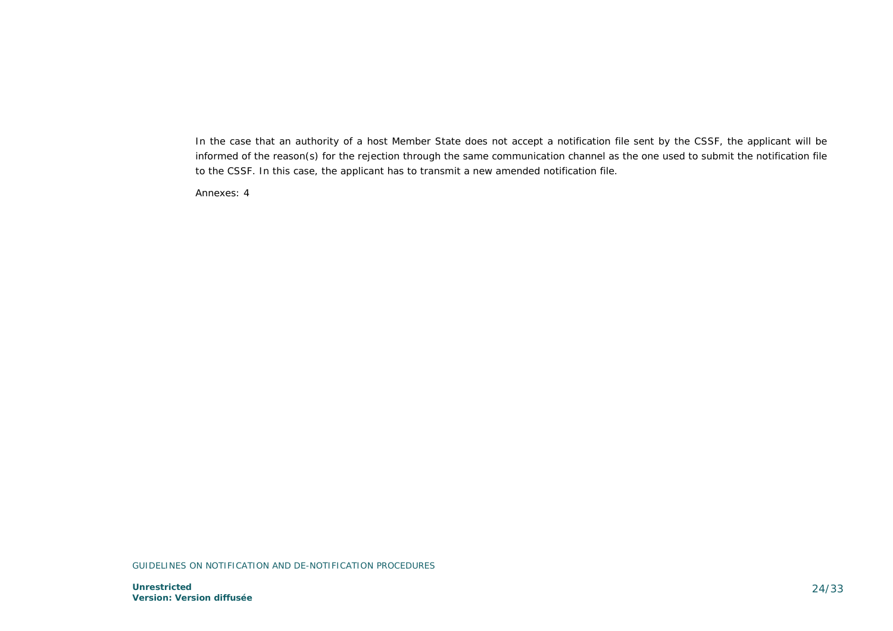In the case that an authority of a host Member State does not accept a notification file sent by the CSSF, the applicant will be informed of the reason(s) for the rejection through the same communication channel as the one used to submit the notification file to the CSSF. In this case, the applicant has to transmit a new amended notification file.

Annexes: 4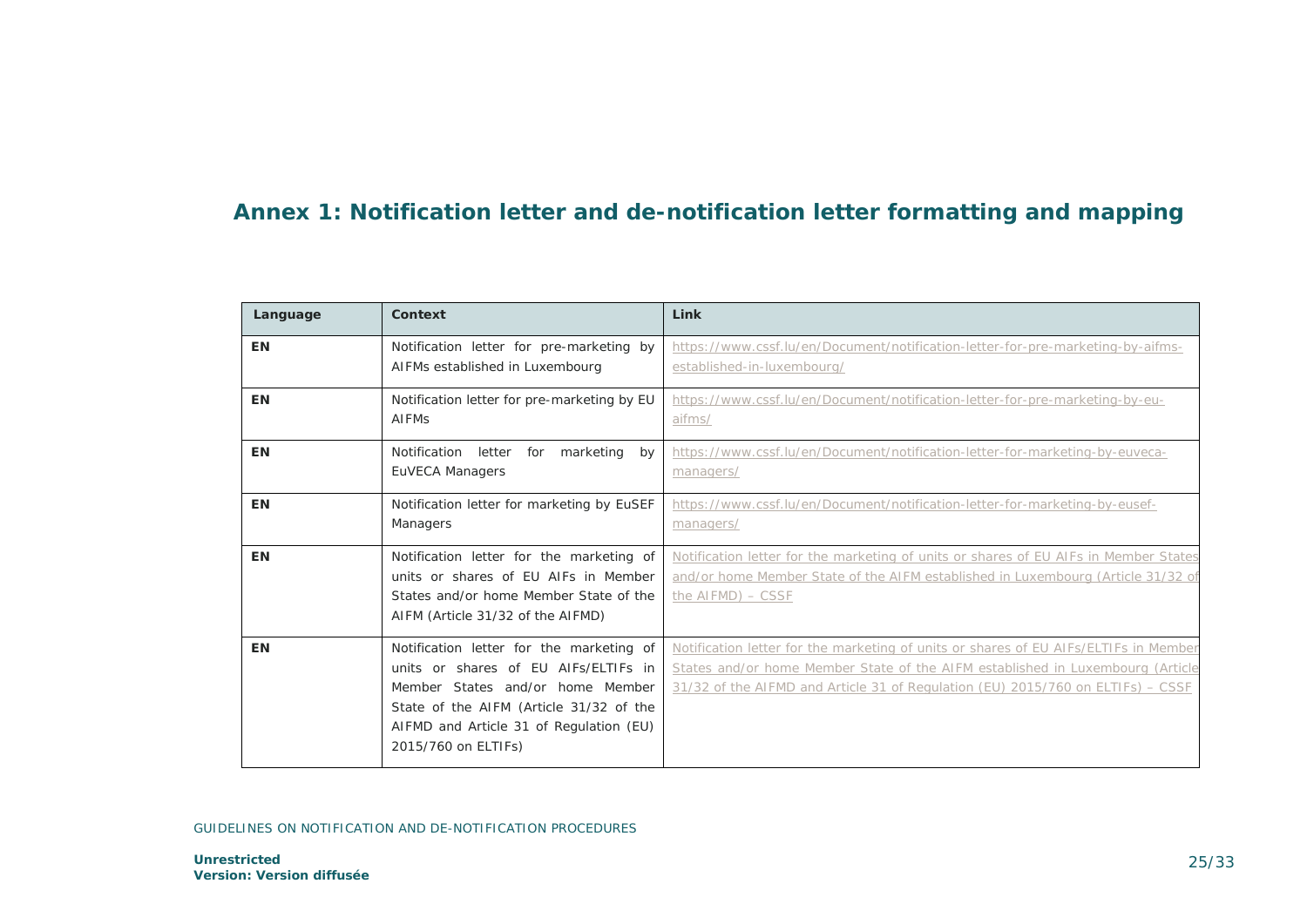## Annex 1: Notification letter and de-notification letter formatting and mapping

| Language | Context | Link |
|---|---|---|
| **EN** | Notification letter for pre-marketing by AIFMs established in Luxembourg | https://www.cssf.lu/en/Document/notification-letter-for-pre-marketing-by-aifms-established-in-luxembourg/ |
| **EN** | Notification letter for pre-marketing by EU AIFMs | https://www.cssf.lu/en/Document/notification-letter-for-pre-marketing-by-eu-aifms/ |
| **EN** | Notification letter for marketing by EuVECA Managers | https://www.cssf.lu/en/Document/notification-letter-for-marketing-by-euveca-managers/ |
| **EN** | Notification letter for marketing by EuSEF Managers | https://www.cssf.lu/en/Document/notification-letter-for-marketing-by-eusef-managers/ |
| **EN** | Notification letter for the marketing of units or shares of EU AIFs in Member States and/or home Member State of the AIFM (Article 31/32 of the AIFMD) | Notification letter for the marketing of units or shares of EU AIFs in Member States and/or home Member State of the AIFM established in Luxembourg (Article 31/32 of the AIFMD) – CSSF |
| **EN** | Notification letter for the marketing of units or shares of EU AIFs/ELTIFs in Member States and/or home Member State of the AIFM (Article 31/32 of the AIFMD and Article 31 of Regulation (EU) 2015/760 on ELTIFs) | Notification letter for the marketing of units or shares of EU AIFs/ELTIFs in Member States and/or home Member State of the AIFM established in Luxembourg (Article 31/32 of the AIFMD and Article 31 of Regulation (EU) 2015/760 on ELTIFs) – CSSF |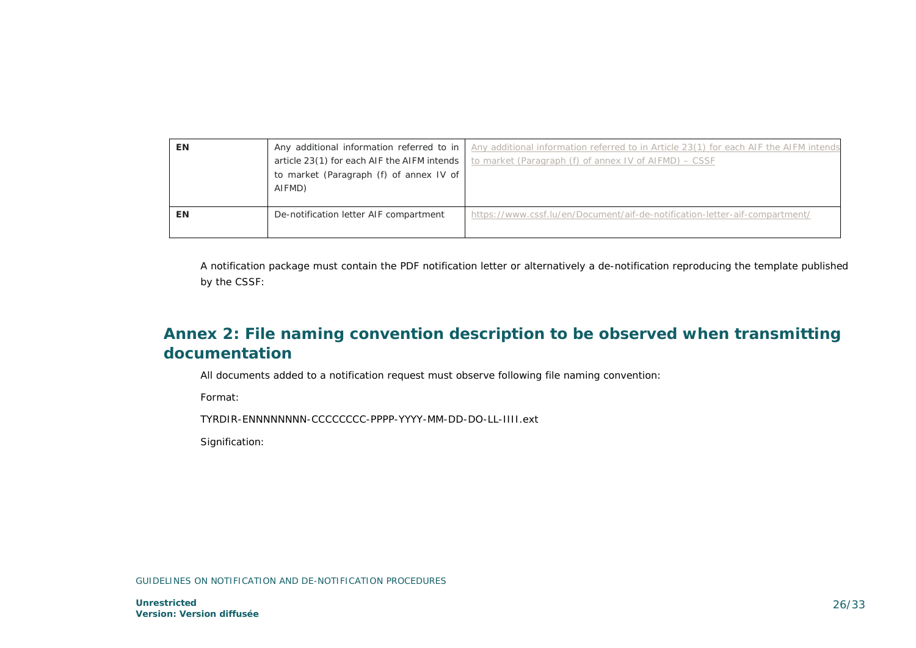| EN | Any additional information referred to in article 23(1) for each AIF the AIFM intends to market (Paragraph (f) of annex IV of AIFMD) | Any additional information referred to in Article 23(1) for each AIF the AIFM intends to market (Paragraph (f) of annex IV of AIFMD) – CSSF |
|---|---|---|
| EN | De-notification letter AIF compartment | https://www.cssf.lu/en/Document/aif-de-notification-letter-aif-compartment/ |

A notification package must contain the PDF notification letter or alternatively a de-notification reproducing the template published by the CSSF:

## Annex 2: File naming convention description to be observed when transmitting documentation

All documents added to a notification request must observe following file naming convention:

Format:

TYRDIR-ENNNNNNNN-CCCCCCCC-PPPP-YYYY-MM-DD-DO-LL-IIII.ext

Signification: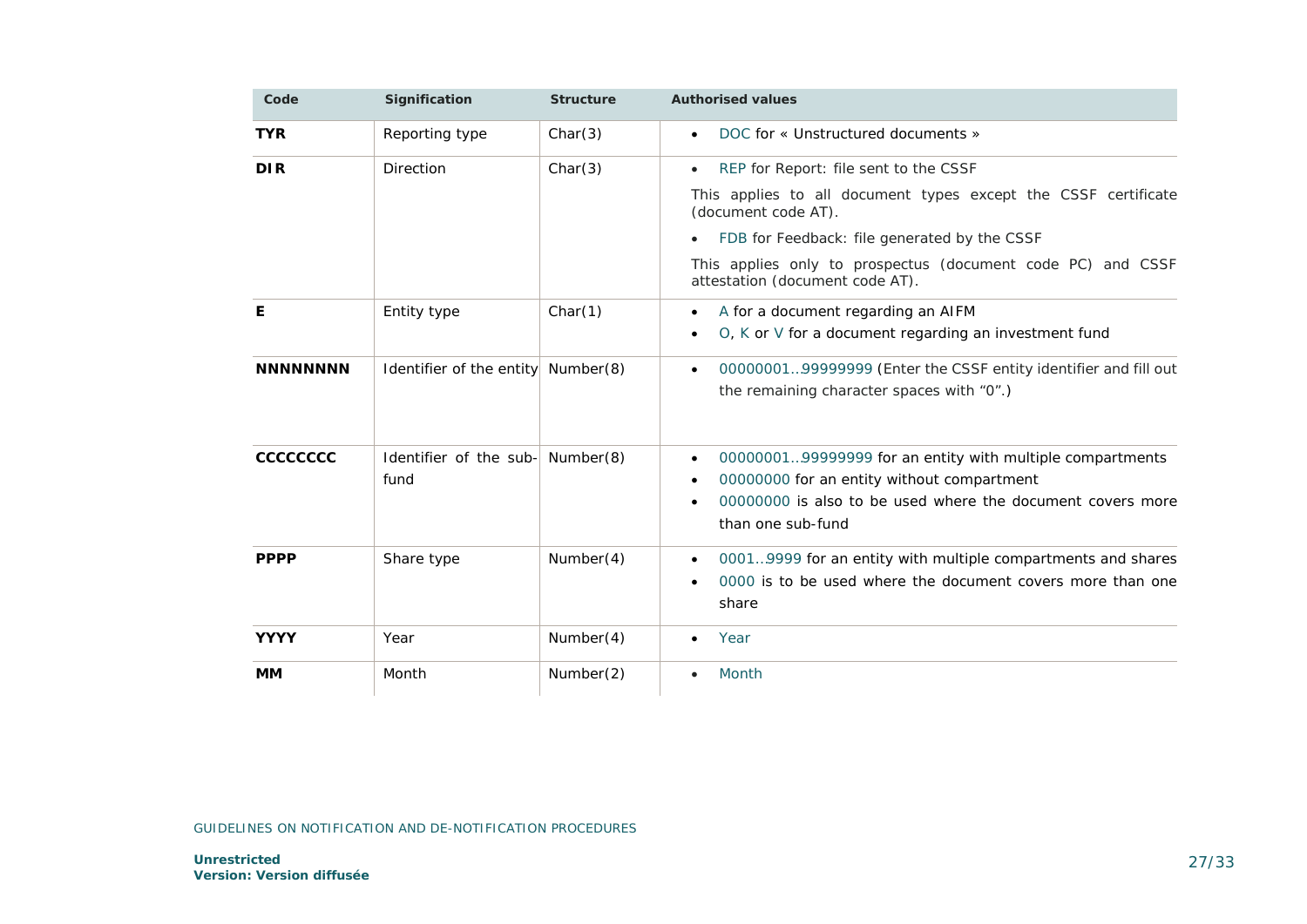| Code | Signification | Structure | Authorised values |
|---|---|---|---|
| **TYR** | Reporting type | Char(3) | • DOC for « Unstructured documents » |
| **DIR** | Direction | Char(3) | • REP for Report: file sent to the CSSF<br>This applies to all document types except the CSSF certificate (document code AT).<br>• FDB for Feedback: file generated by the CSSF<br>This applies only to prospectus (document code PC) and CSSF attestation (document code AT). |
| **E** | Entity type | Char(1) | • A for a document regarding an AIFM<br>• O, K or V for a document regarding an investment fund |
| **NNNNNNNN** | Identifier of the entity | Number(8) | • 00000001..99999999 (Enter the CSSF entity identifier and fill out the remaining character spaces with "0".) |
| **CCCCCCCC** | Identifier of the sub-fund | Number(8) | • 00000001..99999999 for an entity with multiple compartments<br>• 00000000 for an entity without compartment<br>• 00000000 is also to be used where the document covers more than one sub-fund |
| **PPPP** | Share type | Number(4) | • 0001..9999 for an entity with multiple compartments and shares<br>• 0000 is to be used where the document covers more than one share |
| **YYYY** | Year | Number(4) | • Year |
| **MM** | Month | Number(2) | • Month |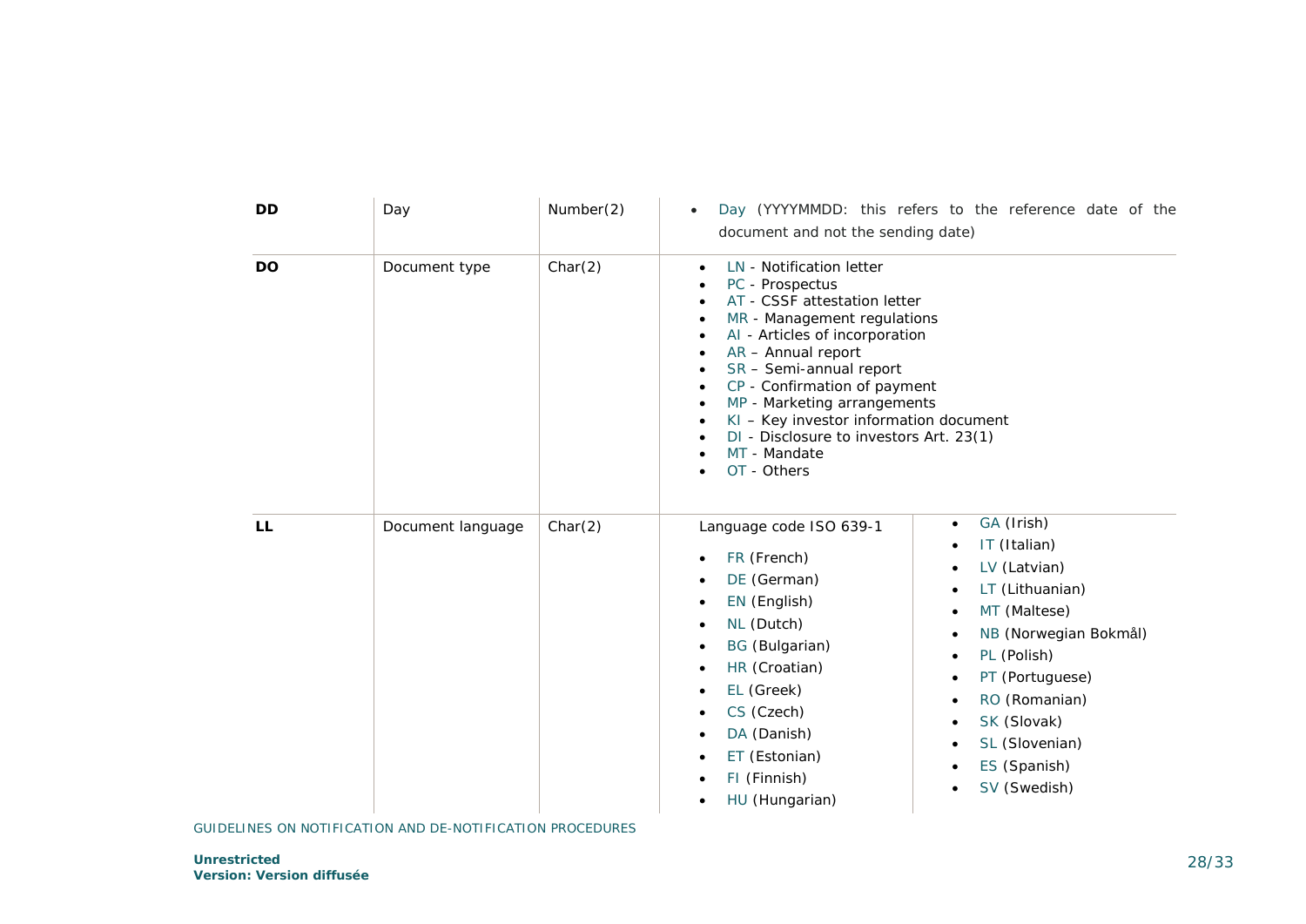| DD | Day | Number(2) | • Day (YYYYMMDD: this refers to the reference date of the document and not the sending date) |
|---|---|---|---|
| DO | Document type | Char(2) | • LN - Notification letter<br>• PC - Prospectus<br>• AT - CSSF attestation letter<br>• MR - Management regulations<br>• AI - Articles of incorporation<br>• AR – Annual report<br>• SR – Semi-annual report<br>• CP - Confirmation of payment<br>• MP - Marketing arrangements<br>• KI – Key investor information document<br>• DI - Disclosure to investors Art. 23(1)<br>• MT - Mandate<br>• OT - Others |
| LL | Document language | Char(2) | Language code ISO 639-1<br>• FR (French)<br>• DE (German)<br>• EN (English)<br>• NL (Dutch)<br>• BG (Bulgarian)<br>• HR (Croatian)<br>• EL (Greek)<br>• CS (Czech)<br>• DA (Danish)<br>• ET (Estonian)<br>• FI (Finnish)<br>• HU (Hungarian)<br>• GA (Irish)<br>• IT (Italian)<br>• LV (Latvian)<br>• LT (Lithuanian)<br>• MT (Maltese)<br>• NB (Norwegian Bokmål)<br>• PL (Polish)<br>• PT (Portuguese)<br>• RO (Romanian)<br>• SK (Slovak)<br>• SL (Slovenian)<br>• ES (Spanish)<br>• SV (Swedish) |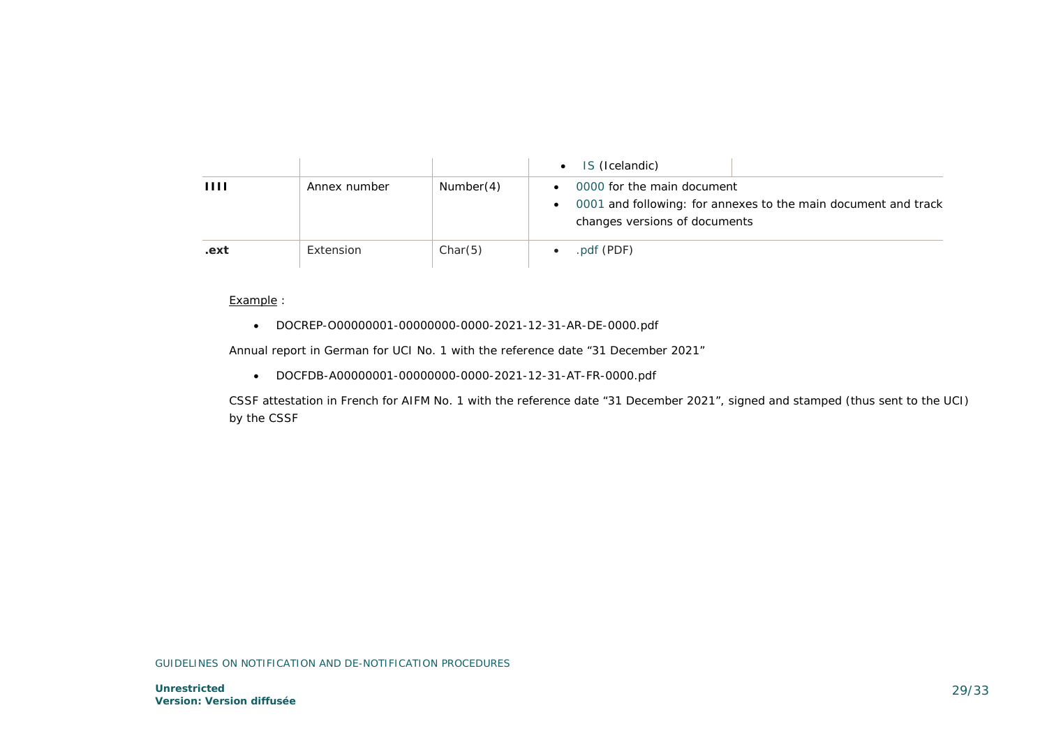| | | | |
|---|---|---|---|
| | | • IS (Icelandic) | |
| **IIII** | Annex number | Number(4) | • 0000 for the main document<br>• 0001 and following: for annexes to the main document and track changes versions of documents |
| **.ext** | Extension | Char(5) | • .pdf (PDF) |

Example :

- DOCREP-O00000001-00000000-0000-2021-12-31-AR-DE-0000.pdf

Annual report in German for UCI No. 1 with the reference date "31 December 2021"

- DOCFDB-A00000001-00000000-0000-2021-12-31-AT-FR-0000.pdf

CSSF attestation in French for AIFM No. 1 with the reference date "31 December 2021", signed and stamped (thus sent to the UCI) by the CSSF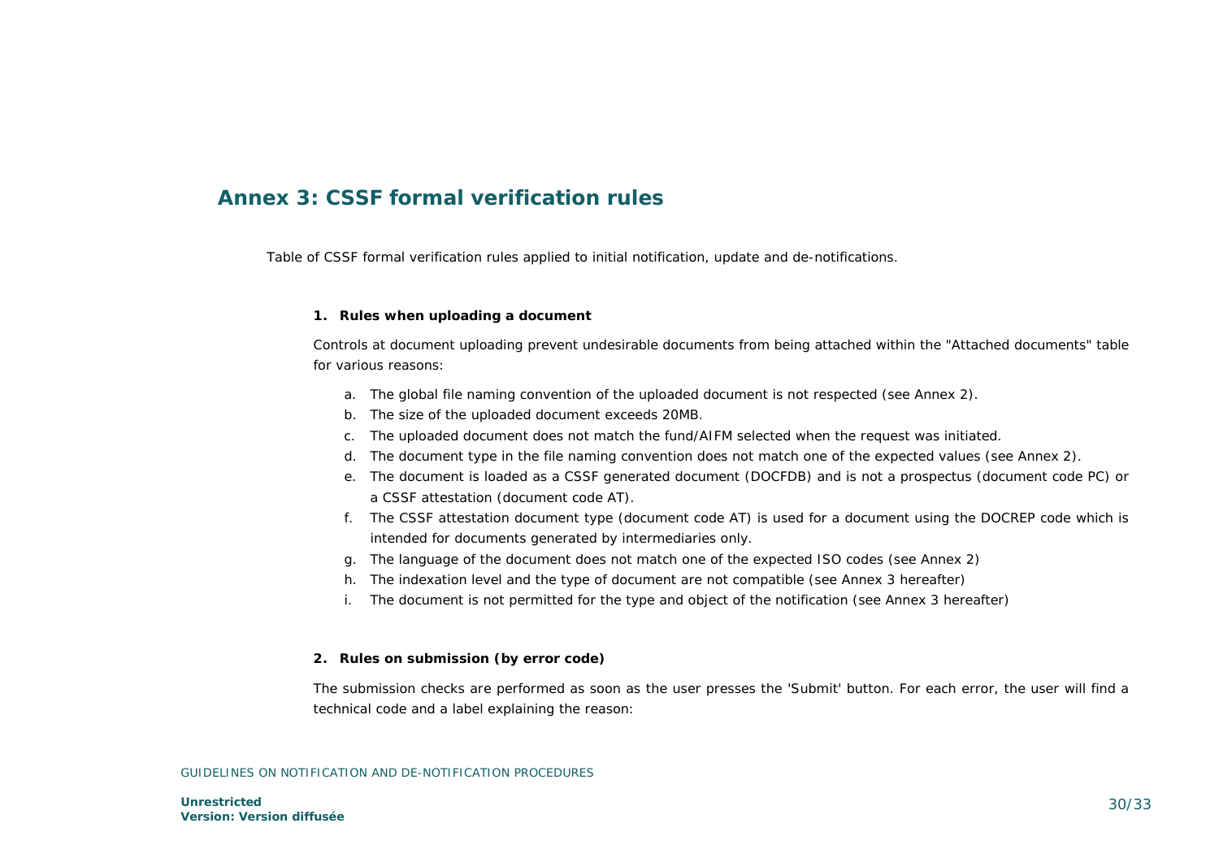# Annex 3: CSSF formal verification rules

Table of CSSF formal verification rules applied to initial notification, update and de-notifications.

**1. Rules when uploading a document**

Controls at document uploading prevent undesirable documents from being attached within the "Attached documents" table for various reasons:

a. The global file naming convention of the uploaded document is not respected (see Annex 2).
b. The size of the uploaded document exceeds 20MB.
c. The uploaded document does not match the fund/AIFM selected when the request was initiated.
d. The document type in the file naming convention does not match one of the expected values (see Annex 2).
e. The document is loaded as a CSSF generated document (DOCFDB) and is not a prospectus (document code PC) or a CSSF attestation (document code AT).
f. The CSSF attestation document type (document code AT) is used for a document using the DOCREP code which is intended for documents generated by intermediaries only.
g. The language of the document does not match one of the expected ISO codes (see Annex 2)
h. The indexation level and the type of document are not compatible (see Annex 3 hereafter)
i. The document is not permitted for the type and object of the notification (see Annex 3 hereafter)

**2. Rules on submission (by error code)**

The submission checks are performed as soon as the user presses the 'Submit' button. For each error, the user will find a technical code and a label explaining the reason: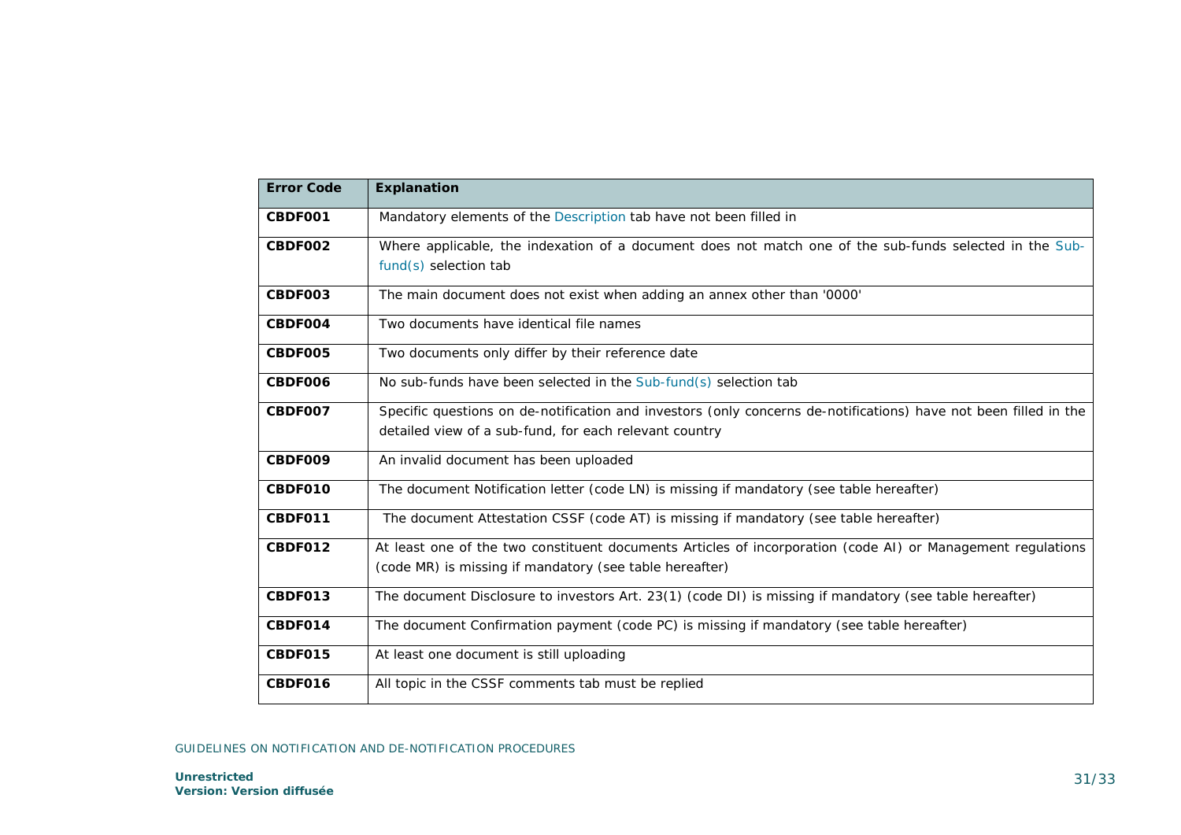| Error Code | Explanation |
| --- | --- |
| **CBDF001** | Mandatory elements of the Description tab have not been filled in |
| **CBDF002** | Where applicable, the indexation of a document does not match one of the sub-funds selected in the Sub-fund(s) selection tab |
| **CBDF003** | The main document does not exist when adding an annex other than '0000' |
| **CBDF004** | Two documents have identical file names |
| **CBDF005** | Two documents only differ by their reference date |
| **CBDF006** | No sub-funds have been selected in the Sub-fund(s) selection tab |
| **CBDF007** | Specific questions on de-notification and investors (only concerns de-notifications) have not been filled in the detailed view of a sub-fund, for each relevant country |
| **CBDF009** | An invalid document has been uploaded |
| **CBDF010** | The document Notification letter (code LN) is missing if mandatory (see table hereafter) |
| **CBDF011** | The document Attestation CSSF (code AT) is missing if mandatory (see table hereafter) |
| **CBDF012** | At least one of the two constituent documents Articles of incorporation (code AI) or Management regulations (code MR) is missing if mandatory (see table hereafter) |
| **CBDF013** | The document Disclosure to investors Art. 23(1) (code DI) is missing if mandatory (see table hereafter) |
| **CBDF014** | The document Confirmation payment (code PC) is missing if mandatory (see table hereafter) |
| **CBDF015** | At least one document is still uploading |
| **CBDF016** | All topic in the CSSF comments tab must be replied |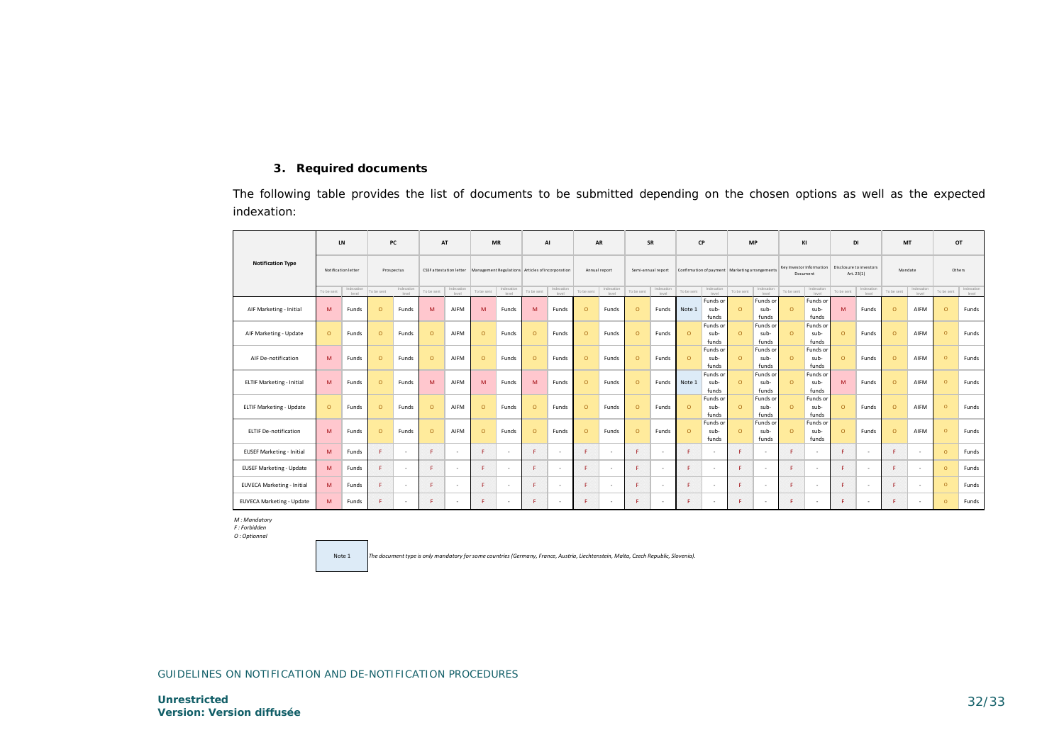### 3. Required documents

The following table provides the list of documents to be submitted depending on the chosen options as well as the expected indexation:

| Notification Type | LN | | PC | | AT | | MR | | AI | | AR | | SR | | CP | | MP | | KI | | DI | | MT | | OT | |
|---|---|---|---|---|---|---|---|---|---|---|---|---|---|---|---|---|---|---|---|---|---|---|---|---|---|---|
| | Notification letter | | Prospectus | | CSSF attestation letter | | Management Regulations | | Articles of incorporation | | Annual report | | Semi-annual report | | Confirmation of payment | | Marketing arrangements | | Key Investor Information Document | | Disclosure to investors Art. 23(1) | | Mandate | | Others | |
| | To be sent | Indexation level | To be sent | Indexation level | To be sent | Indexation level | To be sent | Indexation level | To be sent | Indexation level | To be sent | Indexation level | To be sent | Indexation level | To be sent | Indexation level | To be sent | Indexation level | To be sent | Indexation level | To be sent | Indexation level | To be sent | Indexation level | To be sent | Indexation level |
| AIF Marketing - Initial | M | Funds | O | Funds | M | AIFM | M | Funds | M | Funds | O | Funds | O | Funds | Note 1 | Funds or sub-funds | O | Funds or sub-funds | O | Funds or sub-funds | M | Funds | O | AIFM | O | Funds |
| AIF Marketing - Update | O | Funds | O | Funds | O | AIFM | O | Funds | O | Funds | O | Funds | O | Funds | O | Funds or sub-funds | O | Funds or sub-funds | O | Funds or sub-funds | O | Funds | O | AIFM | O | Funds |
| AIF De-notification | M | Funds | O | Funds | O | AIFM | O | Funds | O | Funds | O | Funds | O | Funds | O | Funds or sub-funds | O | Funds or sub-funds | O | Funds or sub-funds | O | Funds | O | AIFM | O | Funds |
| ELTIF Marketing - Initial | M | Funds | O | Funds | M | AIFM | M | Funds | M | Funds | O | Funds | O | Funds | Note 1 | Funds or sub-funds | O | Funds or sub-funds | O | Funds or sub-funds | M | Funds | O | AIFM | O | Funds |
| ELTIF Marketing - Update | O | Funds | O | Funds | O | AIFM | O | Funds | O | Funds | O | Funds | O | Funds | O | Funds or sub-funds | O | Funds or sub-funds | O | Funds or sub-funds | O | Funds | O | AIFM | O | Funds |
| ELTIF De-notification | M | Funds | O | Funds | O | AIFM | O | Funds | O | Funds | O | Funds | O | Funds | O | Funds or sub-funds | O | Funds or sub-funds | O | Funds or sub-funds | O | Funds | O | AIFM | O | Funds |
| EUSEF Marketing - Initial | M | Funds | F | - | F | - | F | - | F | - | F | - | F | - | F | - | F | - | F | - | F | - | F | - | O | Funds |
| EUSEF Marketing - Update | M | Funds | F | - | F | - | F | - | F | - | F | - | F | - | F | - | F | - | F | - | F | - | F | - | O | Funds |
| EUVECA Marketing - Initial | M | Funds | F | - | F | - | F | - | F | - | F | - | F | - | F | - | F | - | F | - | F | - | F | - | O | Funds |
| EUVECA Marketing - Update | M | Funds | F | - | F | - | F | - | F | - | F | - | F | - | F | - | F | - | F | - | F | - | F | - | O | Funds |

*M : Mandatory*
*F : Forbidden*
*O : Optionnal*

| Note 1 | *The document type is only mandatory for some countries (Germany, France, Austria, Liechtenstein, Malta, Czech Republic, Slovenia).* |
|---|---|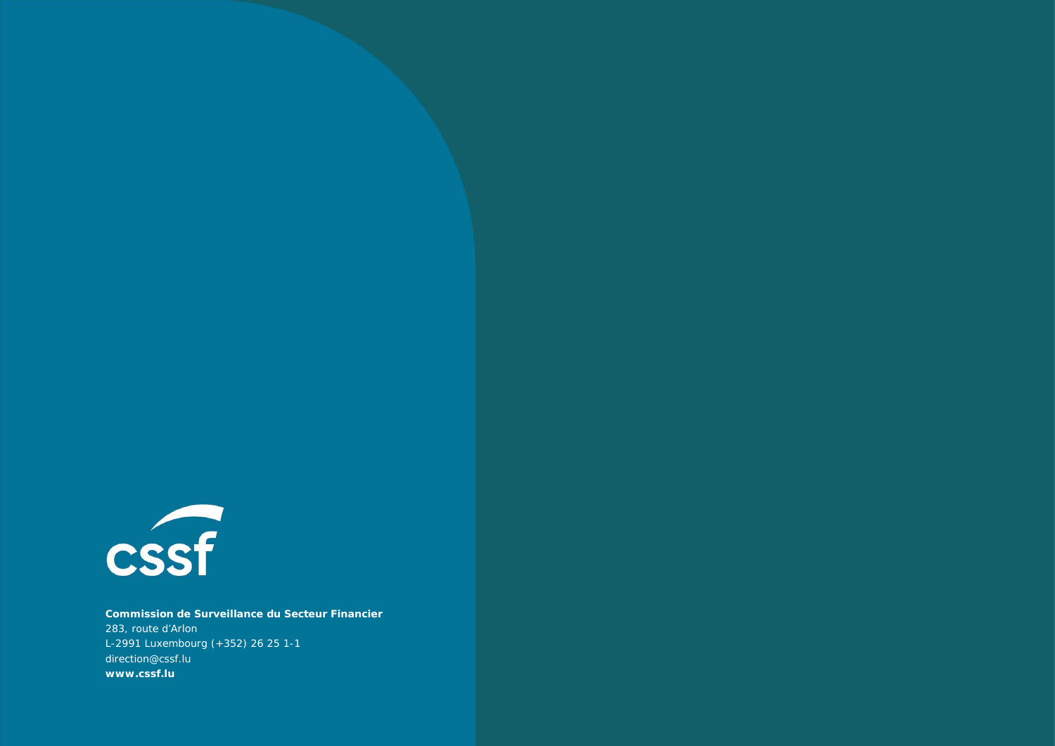cssf

**Commission de Surveillance du Secteur Financier**
283, route d'Arlon
L-2991 Luxembourg (+352) 26 25 1-1
direction@cssf.lu
**www.cssf.lu**